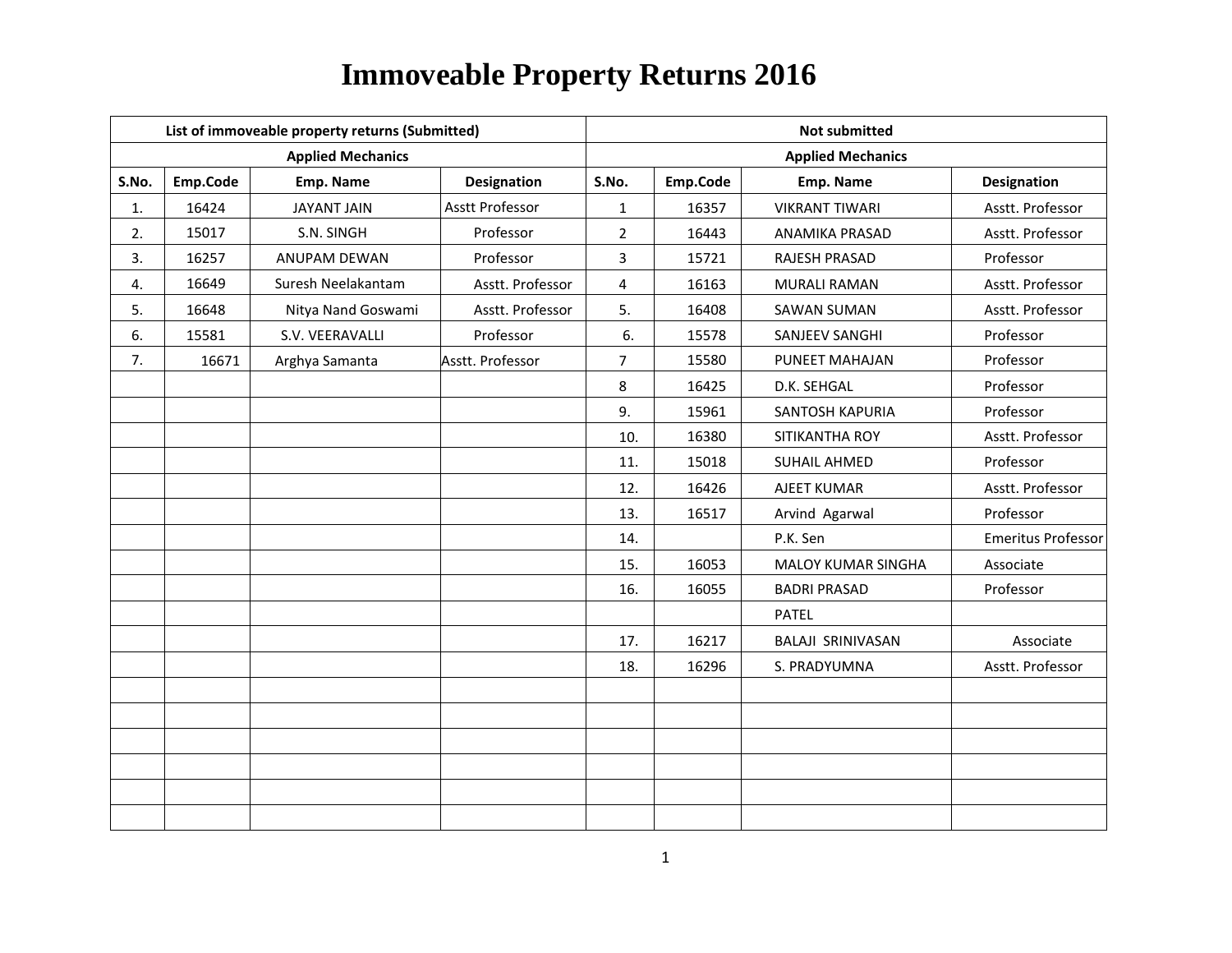# Immoveable Property Returns 2016

| List of immoveable property returns (Submitted) | | | | Not submitted | | | |
|---|---|---|---|---|---|---|---|
| Applied Mechanics | | | | Applied Mechanics | | | |
| S.No. | Emp.Code | Emp. Name | Designation | S.No. | Emp.Code | Emp. Name | Designation |
| 1. | 16424 | JAYANT JAIN | Asstt Professor | 1 | 16357 | VIKRANT TIWARI | Asstt. Professor |
| 2. | 15017 | S.N. SINGH | Professor | 2 | 16443 | ANAMIKA PRASAD | Asstt. Professor |
| 3. | 16257 | ANUPAM DEWAN | Professor | 3 | 15721 | RAJESH PRASAD | Professor |
| 4. | 16649 | Suresh Neelakantam | Asstt. Professor | 4 | 16163 | MURALI RAMAN | Asstt. Professor |
| 5. | 16648 | Nitya Nand Goswami | Asstt. Professor | 5. | 16408 | SAWAN SUMAN | Asstt. Professor |
| 6. | 15581 | S.V. VEERAVALLI | Professor | 6. | 15578 | SANJEEV SANGHI | Professor |
| 7. | 16671 | Arghya Samanta | Asstt. Professor | 7 | 15580 | PUNEET MAHAJAN | Professor |
| | | | | 8 | 16425 | D.K. SEHGAL | Professor |
| | | | | 9. | 15961 | SANTOSH KAPURIA | Professor |
| | | | | 10. | 16380 | SITIKANTHA ROY | Asstt. Professor |
| | | | | 11. | 15018 | SUHAIL AHMED | Professor |
| | | | | 12. | 16426 | AJEET KUMAR | Asstt. Professor |
| | | | | 13. | 16517 | Arvind Agarwal | Professor |
| | | | | 14. | | P.K. Sen | Emeritus Professor |
| | | | | 15. | 16053 | MALOY KUMAR SINGHA | Associate |
| | | | | 16. | 16055 | BADRI PRASAD | Professor |
| | | | | | | PATEL | |
| | | | | 17. | 16217 | BALAJI SRINIVASAN | Associate |
| | | | | 18. | 16296 | S. PRADYUMNA | Asstt. Professor |
| | | | | | | | |
| | | | | | | | |
| | | | | | | | |
| | | | | | | | |
| | | | | | | | |
| | | | | | | | |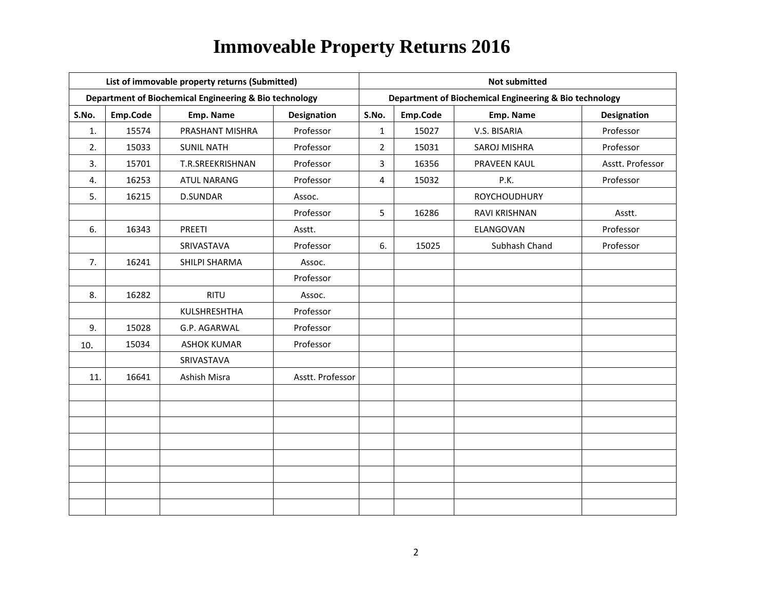# Immoveable Property Returns 2016

| List of immovable property returns (Submitted) | | | | Not submitted | | | |
|---|---|---|---|---|---|---|---|
| Department of Biochemical Engineering & Bio technology | | | | Department of Biochemical Engineering & Bio technology | | | |
| S.No. | Emp.Code | Emp. Name | Designation | S.No. | Emp.Code | Emp. Name | Designation |
| 1. | 15574 | PRASHANT MISHRA | Professor | 1 | 15027 | V.S. BISARIA | Professor |
| 2. | 15033 | SUNIL NATH | Professor | 2 | 15031 | SAROJ MISHRA | Professor |
| 3. | 15701 | T.R.SREEKRISHNAN | Professor | 3 | 16356 | PRAVEEN KAUL | Asstt. Professor |
| 4. | 16253 | ATUL NARANG | Professor | 4 | 15032 | P.K. | Professor |
| 5. | 16215 | D.SUNDAR | Assoc. | | | ROYCHOUDHURY | |
| | | | Professor | 5 | 16286 | RAVI KRISHNAN | Asstt. |
| 6. | 16343 | PREETI | Asstt. | | | ELANGOVAN | Professor |
| | | SRIVASTAVA | Professor | 6. | 15025 | Subhash Chand | Professor |
| 7. | 16241 | SHILPI SHARMA | Assoc. | | | | |
| | | | Professor | | | | |
| 8. | 16282 | RITU | Assoc. | | | | |
| | | KULSHRESHTHA | Professor | | | | |
| 9. | 15028 | G.P. AGARWAL | Professor | | | | |
| 10. | 15034 | ASHOK KUMAR | Professor | | | | |
| | | SRIVASTAVA | | | | | |
| 11. | 16641 | Ashish Misra | Asstt. Professor | | | | |
| | | | | | | | |
| | | | | | | | |
| | | | | | | | |
| | | | | | | | |
| | | | | | | | |
| | | | | | | | |
| | | | | | | | |
| | | | | | | | |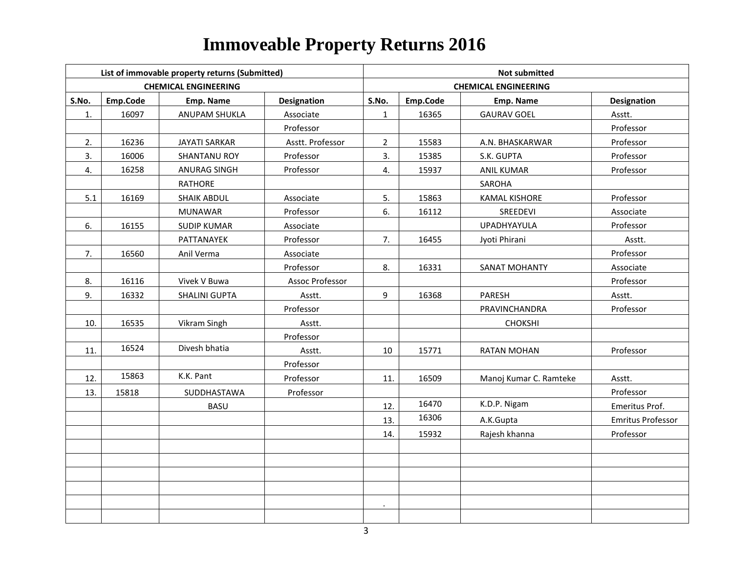# Immoveable Property Returns 2016

| List of immovable property returns (Submitted) | | | | Not submitted | | | |
|---|---|---|---|---|---|---|---|
| CHEMICAL ENGINEERING | | | | CHEMICAL ENGINEERING | | | |
| S.No. | Emp.Code | Emp. Name | Designation | S.No. | Emp.Code | Emp. Name | Designation |
| 1. | 16097 | ANUPAM SHUKLA | Associate Professor | 1 | 16365 | GAURAV GOEL | Asstt. Professor |
| 2. | 16236 | JAYATI SARKAR | Asstt. Professor | 2 | 15583 | A.N. BHASKARWAR | Professor |
| 3. | 16006 | SHANTANU ROY | Professor | 3. | 15385 | S.K. GUPTA | Professor |
| 4. | 16258 | ANURAG SINGH RATHORE | Professor | 4. | 15937 | ANIL KUMAR SAROHA | Professor |
| 5.1 | 16169 | SHAIK ABDUL MUNAWAR | Associate Professor | 5. | 15863 | KAMAL KISHORE | Professor |
| | | | | 6. | 16112 | SREEDEVI UPADHYAYULA | Associate Professor |
| 6. | 16155 | SUDIP KUMAR PATTANAYEK | Associate Professor | 7. | 16455 | Jyoti Phirani | Asstt. Professor |
| 7. | 16560 | Anil Verma | Associate Professor | 8. | 16331 | SANAT MOHANTY | Associate Professor |
| 8. | 16116 | Vivek V Buwa | Assoc Professor | | | | |
| 9. | 16332 | SHALINI GUPTA | Asstt. Professor | 9 | 16368 | PARESH PRAVINCHANDRA CHOKSHI | Asstt. Professor |
| 10. | 16535 | Vikram Singh | Asstt. Professor | | | | |
| 11. | 16524 | Divesh bhatia | Asstt. Professor | 10 | 15771 | RATAN MOHAN | Professor |
| 12. | 15863 | K.K. Pant | Professor | 11. | 16509 | Manoj Kumar C. Ramteke | Asstt. Professor |
| 13. | 15818 | SUDDHASTAWA BASU | Professor | | | | |
| | | | | 12. | 16470 | K.D.P. Nigam | Emeritus Prof. |
| | | | | 13. | 16306 | A.K.Gupta | Emritus Professor |
| | | | | 14. | 15932 | Rajesh khanna | Professor |
| | | | | | | | |
| | | | | | | | |
| | | | | | | | |
| | | | | | | | |
| | | | | . | | | |
| | | | | | | | |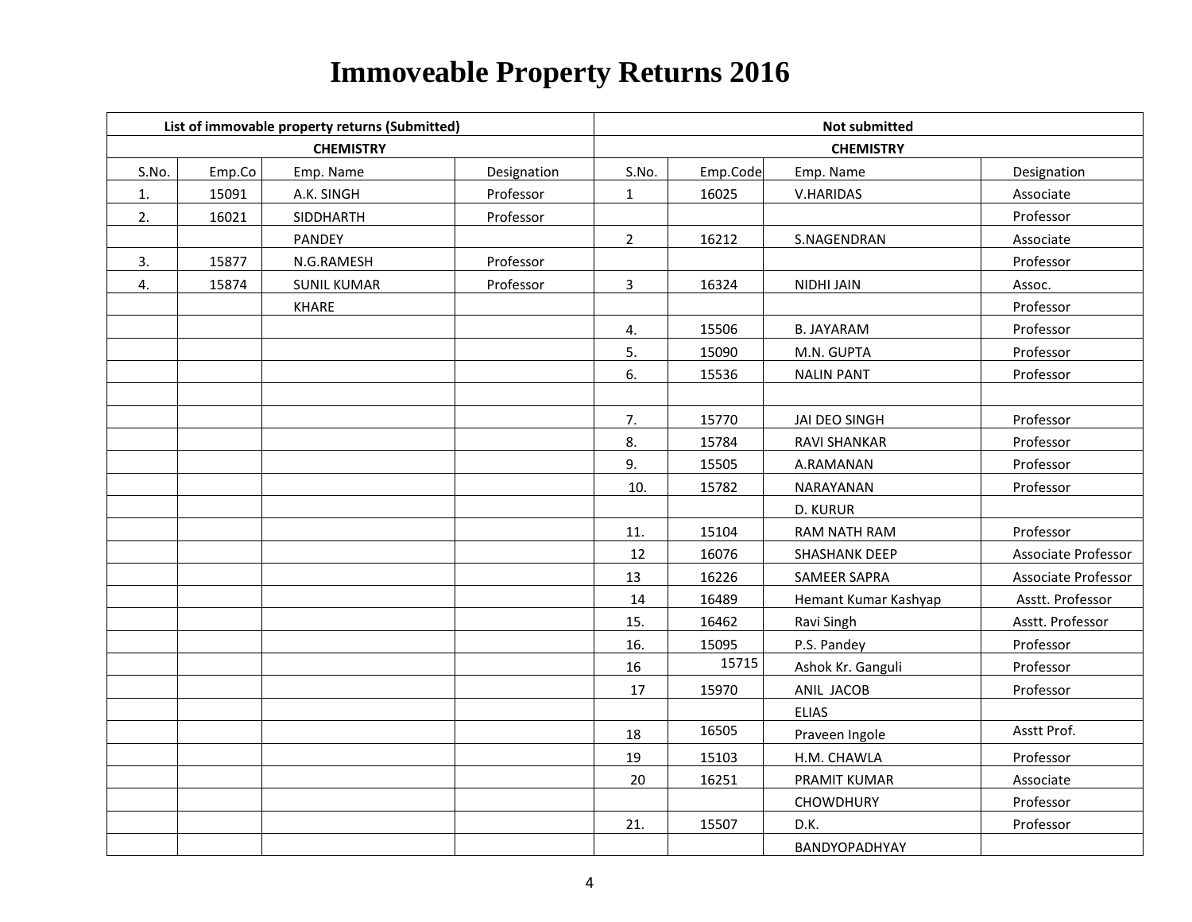# Immoveable Property Returns 2016

| List of immovable property returns (Submitted) | | | | Not submitted | | | |
|---|---|---|---|---|---|---|---|
| CHEMISTRY | | | | CHEMISTRY | | | |
| S.No. | Emp.Co | Emp. Name | Designation | S.No. | Emp.Code | Emp. Name | Designation |
| 1. | 15091 | A.K. SINGH | Professor | 1 | 16025 | V.HARIDAS | Associate |
| 2. | 16021 | SIDDHARTH | Professor | | | | Professor |
| | | PANDEY | | 2 | 16212 | S.NAGENDRAN | Associate |
| 3. | 15877 | N.G.RAMESH | Professor | | | | Professor |
| 4. | 15874 | SUNIL KUMAR | Professor | 3 | 16324 | NIDHI JAIN | Assoc. |
| | | KHARE | | | | | Professor |
| | | | | 4. | 15506 | B. JAYARAM | Professor |
| | | | | 5. | 15090 | M.N. GUPTA | Professor |
| | | | | 6. | 15536 | NALIN PANT | Professor |
| | | | | | | | |
| | | | | 7. | 15770 | JAI DEO SINGH | Professor |
| | | | | 8. | 15784 | RAVI SHANKAR | Professor |
| | | | | 9. | 15505 | A.RAMANAN | Professor |
| | | | | 10. | 15782 | NARAYANAN | Professor |
| | | | | | | D. KURUR | |
| | | | | 11. | 15104 | RAM NATH RAM | Professor |
| | | | | 12 | 16076 | SHASHANK DEEP | Associate Professor |
| | | | | 13 | 16226 | SAMEER SAPRA | Associate Professor |
| | | | | 14 | 16489 | Hemant Kumar Kashyap | Asstt. Professor |
| | | | | 15. | 16462 | Ravi Singh | Asstt. Professor |
| | | | | 16. | 15095 | P.S. Pandey | Professor |
| | | | | 16 | 15715 | Ashok Kr. Ganguli | Professor |
| | | | | 17 | 15970 | ANIL JACOB | Professor |
| | | | | | | ELIAS | |
| | | | | 18 | 16505 | Praveen Ingole | Asstt Prof. |
| | | | | 19 | 15103 | H.M. CHAWLA | Professor |
| | | | | 20 | 16251 | PRAMIT KUMAR | Associate |
| | | | | | | CHOWDHURY | Professor |
| | | | | 21. | 15507 | D.K. | Professor |
| | | | | | | BANDYOPADHYAY | |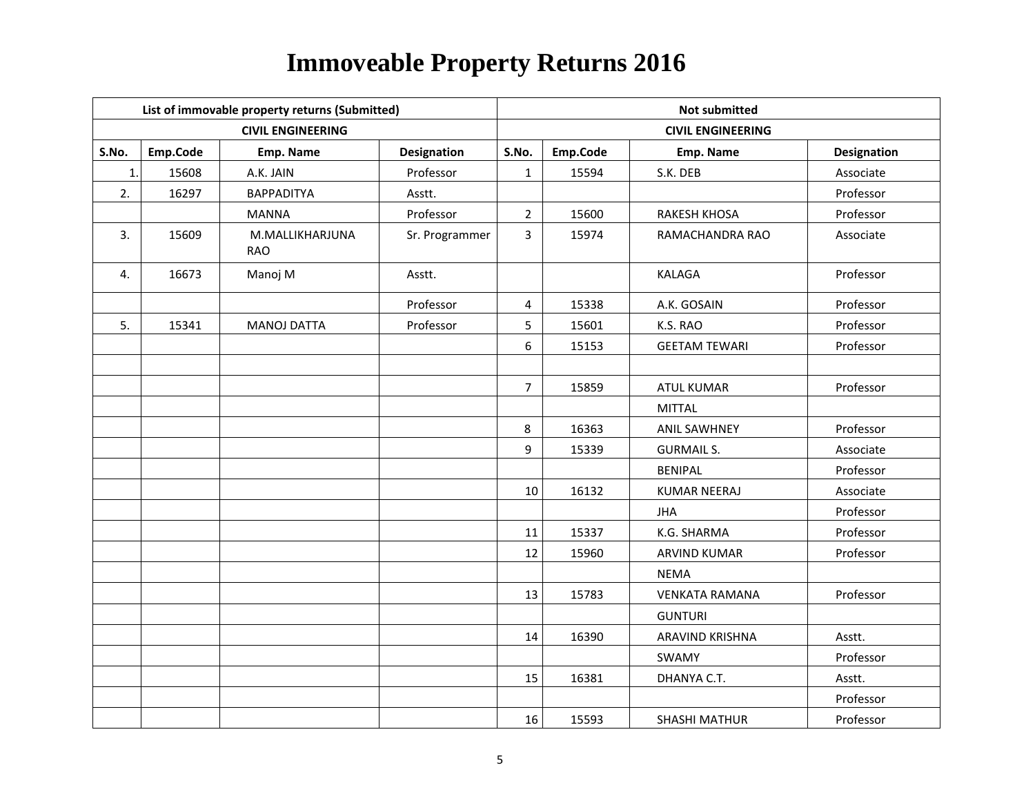# Immoveable Property Returns 2016

| List of immovable property returns (Submitted) | | | | Not submitted | | | |
|---|---|---|---|---|---|---|---|
| CIVIL ENGINEERING | | | | CIVIL ENGINEERING | | | |
| S.No. | Emp.Code | Emp. Name | Designation | S.No. | Emp.Code | Emp. Name | Designation |
| 1. | 15608 | A.K. JAIN | Professor | 1 | 15594 | S.K. DEB | Associate |
| 2. | 16297 | BAPPADITYA | Asstt. | | | | Professor |
| | | MANNA | Professor | 2 | 15600 | RAKESH KHOSA | Professor |
| 3. | 15609 | M.MALLIKHARJUNA RAO | Sr. Programmer | 3 | 15974 | RAMACHANDRA RAO | Associate |
| 4. | 16673 | Manoj M | Asstt. | | | KALAGA | Professor |
| | | | Professor | 4 | 15338 | A.K. GOSAIN | Professor |
| 5. | 15341 | MANOJ DATTA | Professor | 5 | 15601 | K.S. RAO | Professor |
| | | | | 6 | 15153 | GEETAM TEWARI | Professor |
| | | | | | | | |
| | | | | 7 | 15859 | ATUL KUMAR | Professor |
| | | | | | | MITTAL | |
| | | | | 8 | 16363 | ANIL SAWHNEY | Professor |
| | | | | 9 | 15339 | GURMAIL S. | Associate |
| | | | | | | BENIPAL | Professor |
| | | | | 10 | 16132 | KUMAR NEERAJ | Associate |
| | | | | | | JHA | Professor |
| | | | | 11 | 15337 | K.G. SHARMA | Professor |
| | | | | 12 | 15960 | ARVIND KUMAR | Professor |
| | | | | | | NEMA | |
| | | | | 13 | 15783 | VENKATA RAMANA | Professor |
| | | | | | | GUNTURI | |
| | | | | 14 | 16390 | ARAVIND KRISHNA | Asstt. |
| | | | | | | SWAMY | Professor |
| | | | | 15 | 16381 | DHANYA C.T. | Asstt. |
| | | | | | | | Professor |
| | | | | 16 | 15593 | SHASHI MATHUR | Professor |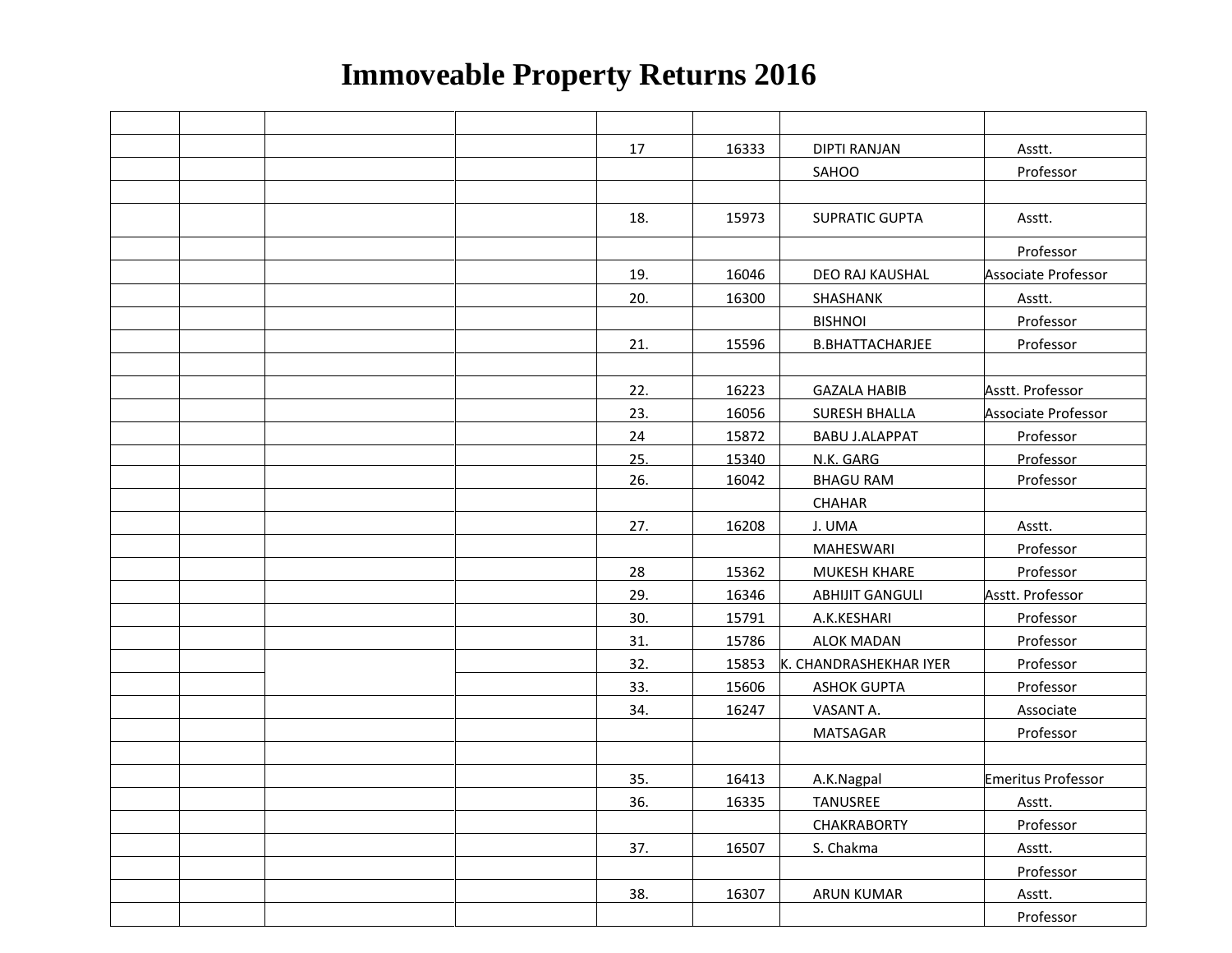# Immoveable Property Returns 2016

| | | | | | | | |
|---|---|---|---|---|---|---|---|
| | | | | 17 | 16333 | DIPTI RANJAN SAHOO | Asstt. Professor |
| | | | | 18. | 15973 | SUPRATIC GUPTA | Asstt. Professor |
| | | | | 19. | 16046 | DEO RAJ KAUSHAL | Associate Professor |
| | | | | 20. | 16300 | SHASHANK BISHNOI | Asstt. Professor |
| | | | | 21. | 15596 | B.BHATTACHARJEE | Professor |
| | | | | 22. | 16223 | GAZALA HABIB | Asstt. Professor |
| | | | | 23. | 16056 | SURESH BHALLA | Associate Professor |
| | | | | 24 | 15872 | BABU J.ALAPPAT | Professor |
| | | | | 25. | 15340 | N.K. GARG | Professor |
| | | | | 26. | 16042 | BHAGU RAM CHAHAR | Professor |
| | | | | 27. | 16208 | J. UMA MAHESWARI | Asstt. Professor |
| | | | | 28 | 15362 | MUKESH KHARE | Professor |
| | | | | 29. | 16346 | ABHIJIT GANGULI | Asstt. Professor |
| | | | | 30. | 15791 | A.K.KESHARI | Professor |
| | | | | 31. | 15786 | ALOK MADAN | Professor |
| | | | | 32. | 15853 | K. CHANDRASHEKHAR IYER | Professor |
| | | | | 33. | 15606 | ASHOK GUPTA | Professor |
| | | | | 34. | 16247 | VASANT A. MATSAGAR | Associate Professor |
| | | | | 35. | 16413 | A.K.Nagpal | Emeritus Professor |
| | | | | 36. | 16335 | TANUSREE CHAKRABORTY | Asstt. Professor |
| | | | | 37. | 16507 | S. Chakma | Asstt. Professor |
| | | | | 38. | 16307 | ARUN KUMAR | Asstt. Professor |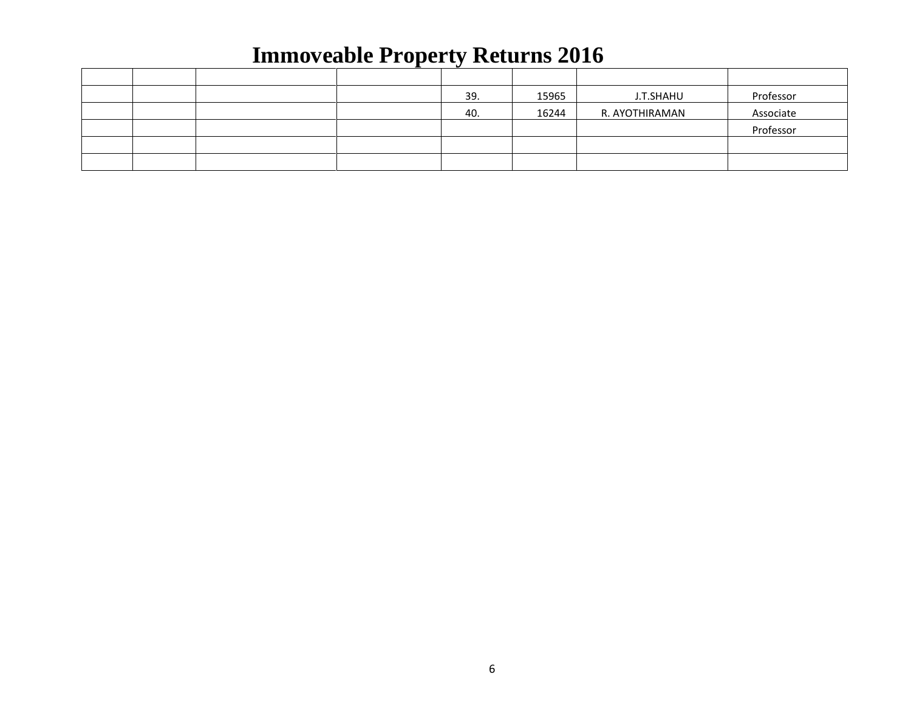# Immoveable Property Returns 2016

| | | | | | | | |
|---|---|---|---|---|---|---|---|
| | | | | 39. | 15965 | J.T.SHAHU | Professor |
| | | | | 40. | 16244 | R. AYOTHIRAMAN | Associate |
| | | | | | | | Professor |
| | | | | | | | |
| | | | | | | | |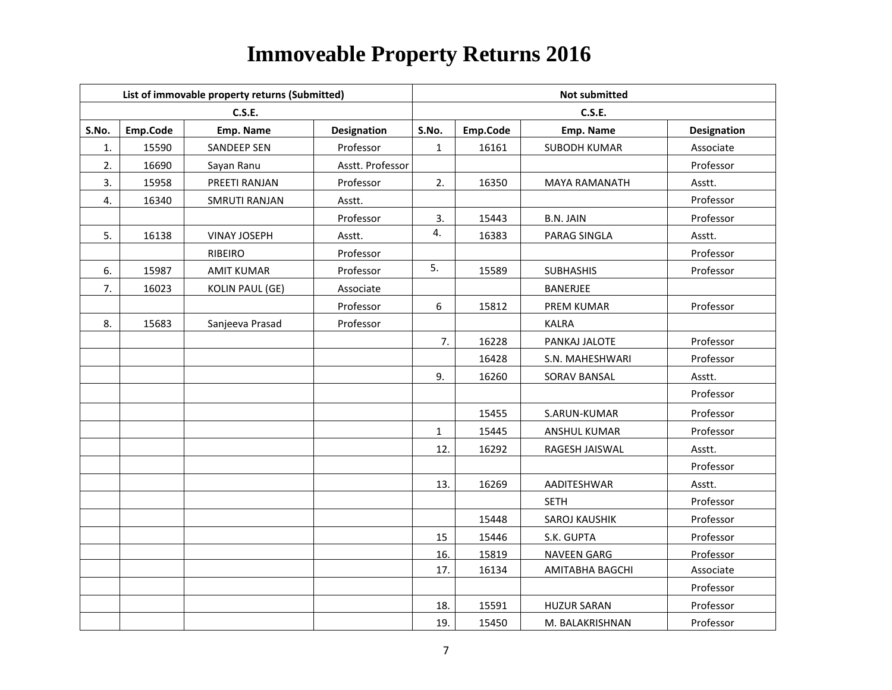# Immoveable Property Returns 2016

| List of immovable property returns (Submitted) | | | | Not submitted | | | |
|---|---|---|---|---|---|---|---|
| C.S.E. | | | | C.S.E. | | | |
| S.No. | Emp.Code | Emp. Name | Designation | S.No. | Emp.Code | Emp. Name | Designation |
| 1. | 15590 | SANDEEP SEN | Professor | 1 | 16161 | SUBODH KUMAR | Associate |
| 2. | 16690 | Sayan Ranu | Asstt. Professor | | | | Professor |
| 3. | 15958 | PREETI RANJAN | Professor | 2. | 16350 | MAYA RAMANATH | Asstt. |
| 4. | 16340 | SMRUTI RANJAN | Asstt. | | | | Professor |
| | | | Professor | 3. | 15443 | B.N. JAIN | Professor |
| 5. | 16138 | VINAY JOSEPH | Asstt. | 4. | 16383 | PARAG SINGLA | Asstt. |
| | | RIBEIRO | Professor | | | | Professor |
| 6. | 15987 | AMIT KUMAR | Professor | 5. | 15589 | SUBHASHIS | Professor |
| 7. | 16023 | KOLIN PAUL (GE) | Associate | | | BANERJEE | |
| | | | Professor | 6 | 15812 | PREM KUMAR | Professor |
| 8. | 15683 | Sanjeeva Prasad | Professor | | | KALRA | |
| | | | | 7. | 16228 | PANKAJ JALOTE | Professor |
| | | | | | 16428 | S.N. MAHESHWARI | Professor |
| | | | | 9. | 16260 | SORAV BANSAL | Asstt. |
| | | | | | | | Professor |
| | | | | | 15455 | S.ARUN-KUMAR | Professor |
| | | | | 1 | 15445 | ANSHUL KUMAR | Professor |
| | | | | 12. | 16292 | RAGESH JAISWAL | Asstt. |
| | | | | | | | Professor |
| | | | | 13. | 16269 | AADITESHWAR | Asstt. |
| | | | | | | SETH | Professor |
| | | | | | 15448 | SAROJ KAUSHIK | Professor |
| | | | | 15 | 15446 | S.K. GUPTA | Professor |
| | | | | 16. | 15819 | NAVEEN GARG | Professor |
| | | | | 17. | 16134 | AMITABHA BAGCHI | Associate |
| | | | | | | | Professor |
| | | | | 18. | 15591 | HUZUR SARAN | Professor |
| | | | | 19. | 15450 | M. BALAKRISHNAN | Professor |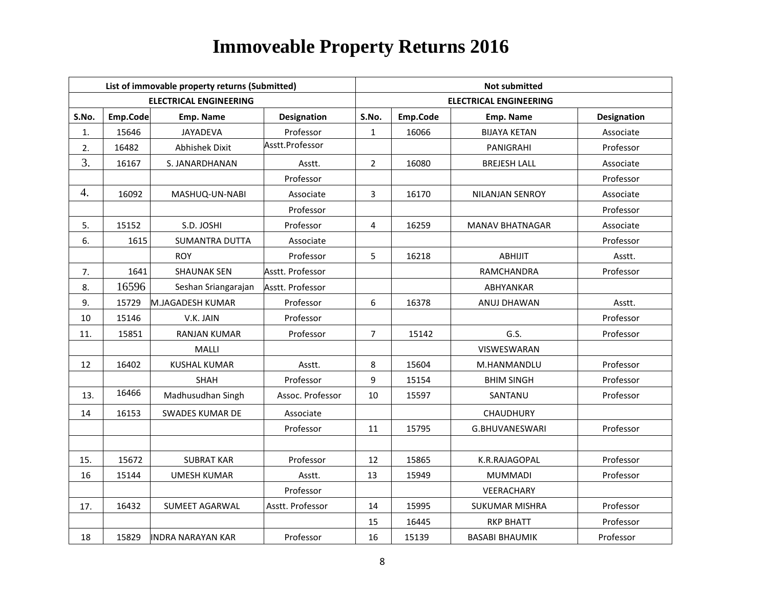# Immoveable Property Returns 2016

| List of immovable property returns (Submitted) | | | | Not submitted | | | |
|---|---|---|---|---|---|---|---|
| ELECTRICAL ENGINEERING | | | | ELECTRICAL ENGINEERING | | | |
| S.No. | Emp.Code | Emp. Name | Designation | S.No. | Emp.Code | Emp. Name | Designation |
| 1. | 15646 | JAYADEVA | Professor | 1 | 16066 | BIJAYA KETAN | Associate |
| 2. | 16482 | Abhishek Dixit | Asstt.Professor | | | PANIGRAHI | Professor |
| 3. | 16167 | S. JANARDHANAN | Asstt. | 2 | 16080 | BREJESH LALL | Associate |
| | | | Professor | | | | Professor |
| 4. | 16092 | MASHUQ-UN-NABI | Associate | 3 | 16170 | NILANJAN SENROY | Associate |
| | | | Professor | | | | Professor |
| 5. | 15152 | S.D. JOSHI | Professor | 4 | 16259 | MANAV BHATNAGAR | Associate |
| 6. | 1615 | SUMANTRA DUTTA | Associate | | | | Professor |
| | | ROY | Professor | 5 | 16218 | ABHIJIT | Asstt. |
| 7. | 1641 | SHAUNAK SEN | Asstt. Professor | | | RAMCHANDRA | Professor |
| 8. | 16596 | Seshan Sriangarajan | Asstt. Professor | | | ABHYANKAR | |
| 9. | 15729 | M.JAGADESH KUMAR | Professor | 6 | 16378 | ANUJ DHAWAN | Asstt. |
| 10 | 15146 | V.K. JAIN | Professor | | | | Professor |
| 11. | 15851 | RANJAN KUMAR | Professor | 7 | 15142 | G.S. | Professor |
| | | MALLI | | | | VISWESWARAN | |
| 12 | 16402 | KUSHAL KUMAR | Asstt. | 8 | 15604 | M.HANMANDLU | Professor |
| | | SHAH | Professor | 9 | 15154 | BHIM SINGH | Professor |
| 13. | 16466 | Madhusudhan Singh | Assoc. Professor | 10 | 15597 | SANTANU | Professor |
| 14 | 16153 | SWADES KUMAR DE | Associate | | | CHAUDHURY | |
| | | | Professor | 11 | 15795 | G.BHUVANESWARI | Professor |
| | | | | | | | |
| 15. | 15672 | SUBRAT KAR | Professor | 12 | 15865 | K.R.RAJAGOPAL | Professor |
| 16 | 15144 | UMESH KUMAR | Asstt. | 13 | 15949 | MUMMADI | Professor |
| | | | Professor | | | VEERACHARY | |
| 17. | 16432 | SUMEET AGARWAL | Asstt. Professor | 14 | 15995 | SUKUMAR MISHRA | Professor |
| | | | | 15 | 16445 | RKP BHATT | Professor |
| 18 | 15829 | INDRA NARAYAN KAR | Professor | 16 | 15139 | BASABI BHAUMIK | Professor |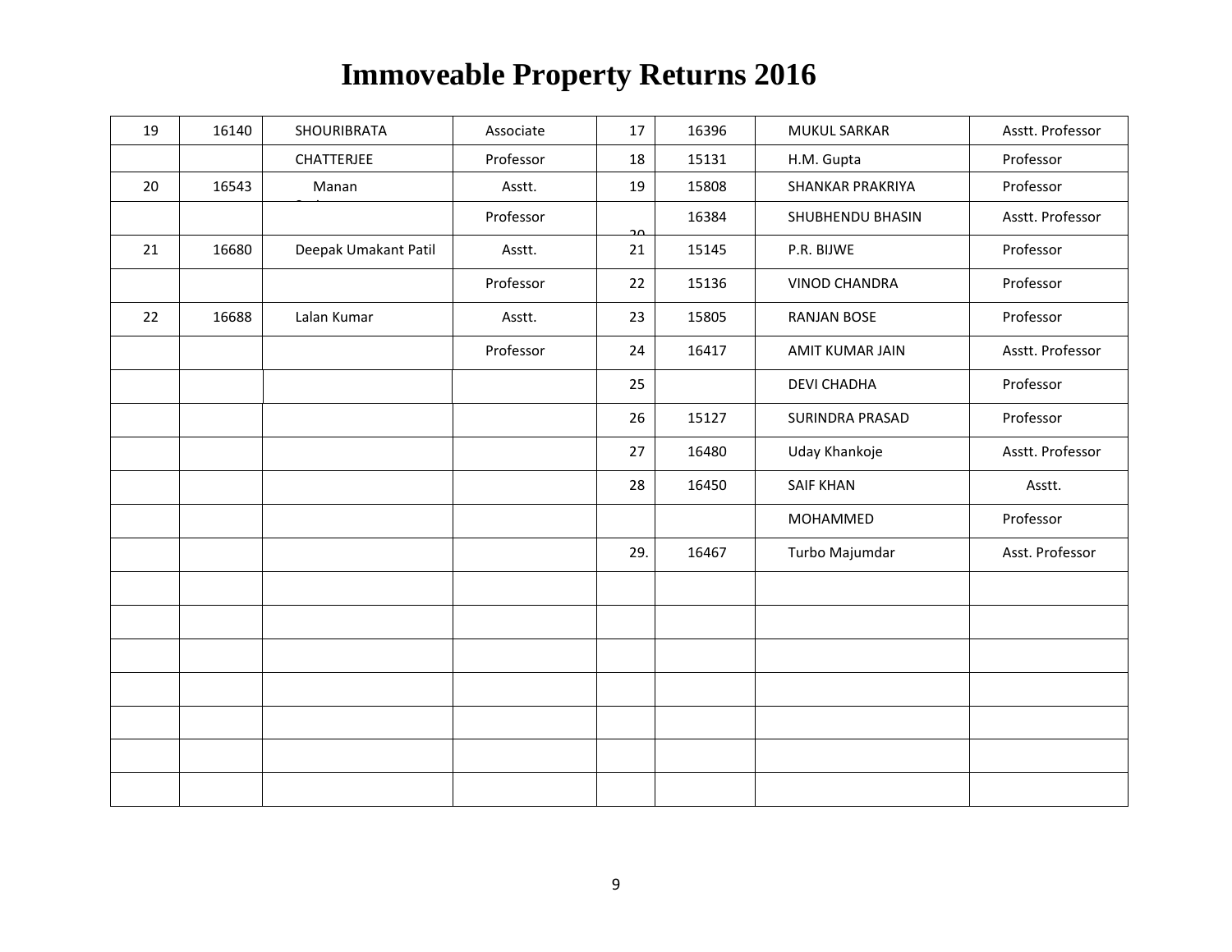# Immoveable Property Returns 2016

| | | | | | | | |
|---|---|---|---|---|---|---|---|
| 19 | 16140 | SHOURIBRATA | Associate | 17 | 16396 | MUKUL SARKAR | Asstt. Professor |
| | | CHATTERJEE | Professor | 18 | 15131 | H.M. Gupta | Professor |
| 20 | 16543 | Manan | Asstt. | 19 | 15808 | SHANKAR PRAKRIYA | Professor |
| | | | Professor | 20 | 16384 | SHUBHENDU BHASIN | Asstt. Professor |
| 21 | 16680 | Deepak Umakant Patil | Asstt. | 21 | 15145 | P.R. BIJWE | Professor |
| | | | Professor | 22 | 15136 | VINOD CHANDRA | Professor |
| 22 | 16688 | Lalan Kumar | Asstt. | 23 | 15805 | RANJAN BOSE | Professor |
| | | | Professor | 24 | 16417 | AMIT KUMAR JAIN | Asstt. Professor |
| | | | | 25 | | DEVI CHADHA | Professor |
| | | | | 26 | 15127 | SURINDRA PRASAD | Professor |
| | | | | 27 | 16480 | Uday Khankoje | Asstt. Professor |
| | | | | 28 | 16450 | SAIF KHAN | Asstt. |
| | | | | | | MOHAMMED | Professor |
| | | | | 29. | 16467 | Turbo Majumdar | Asst. Professor |
| | | | | | | | |
| | | | | | | | |
| | | | | | | | |
| | | | | | | | |
| | | | | | | | |
| | | | | | | | |
| | | | | | | | |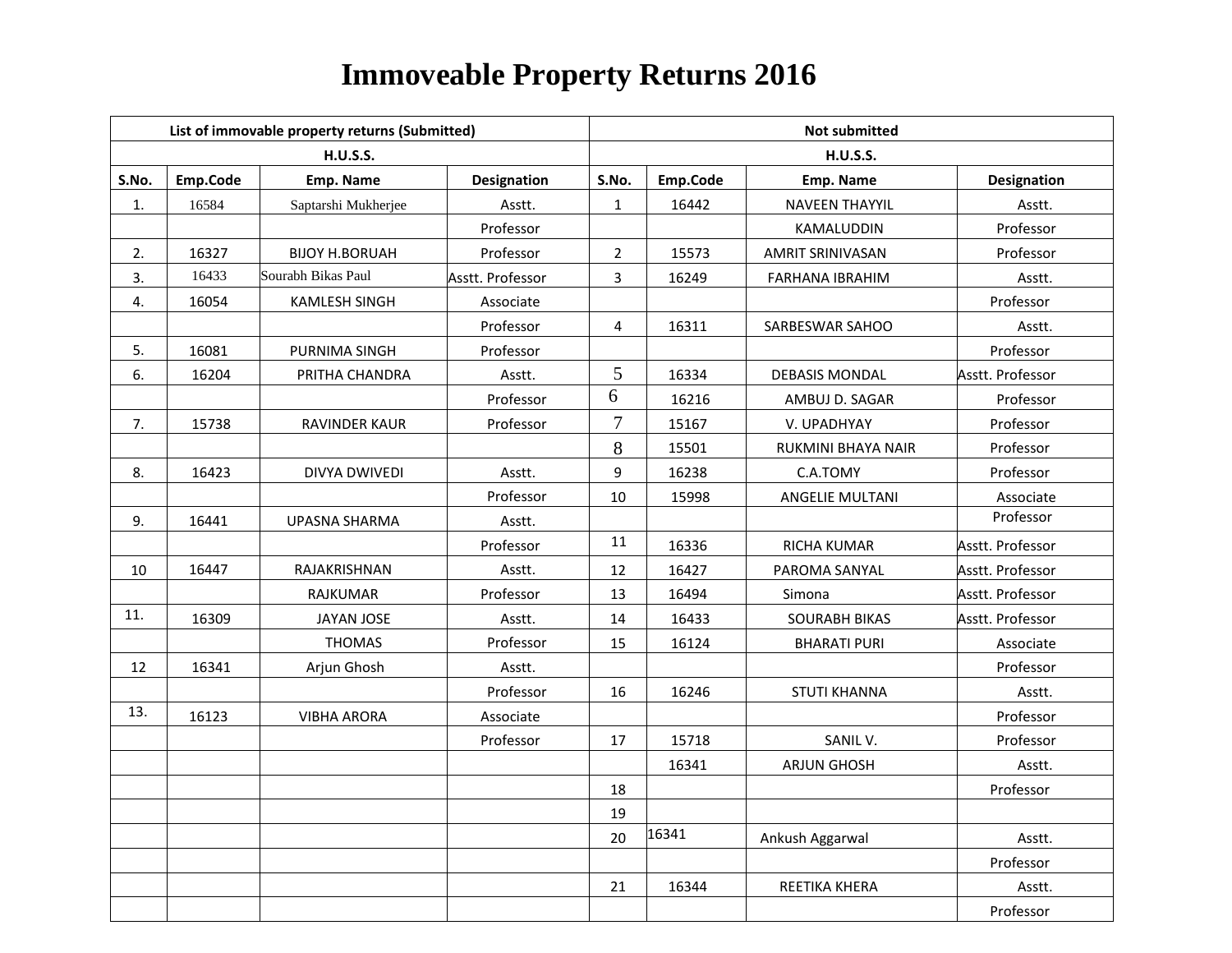# Immoveable Property Returns 2016

| List of immovable property returns (Submitted) | | | | Not submitted | | | |
|---|---|---|---|---|---|---|---|
| H.U.S.S. | | | | H.U.S.S. | | | |
| S.No. | Emp.Code | Emp. Name | Designation | S.No. | Emp.Code | Emp. Name | Designation |
| 1. | 16584 | Saptarshi Mukherjee | Asstt. | 1 | 16442 | NAVEEN THAYYIL | Asstt. |
| | | | Professor | | | KAMALUDDIN | Professor |
| 2. | 16327 | BIJOY H.BORUAH | Professor | 2 | 15573 | AMRIT SRINIVASAN | Professor |
| 3. | 16433 | Sourabh Bikas Paul | Asstt. Professor | 3 | 16249 | FARHANA IBRAHIM | Asstt. |
| 4. | 16054 | KAMLESH SINGH | Associate | | | | Professor |
| | | | Professor | 4 | 16311 | SARBESWAR SAHOO | Asstt. |
| 5. | 16081 | PURNIMA SINGH | Professor | | | | Professor |
| 6. | 16204 | PRITHA CHANDRA | Asstt. | 5 | 16334 | DEBASIS MONDAL | Asstt. Professor |
| | | | Professor | 6 | 16216 | AMBUJ D. SAGAR | Professor |
| 7. | 15738 | RAVINDER KAUR | Professor | 7 | 15167 | V. UPADHYAY | Professor |
| | | | | 8 | 15501 | RUKMINI BHAYA NAIR | Professor |
| 8. | 16423 | DIVYA DWIVEDI | Asstt. | 9 | 16238 | C.A.TOMY | Professor |
| | | | Professor | 10 | 15998 | ANGELIE MULTANI | Associate |
| 9. | 16441 | UPASNA SHARMA | Asstt. | | | | Professor |
| | | | Professor | 11 | 16336 | RICHA KUMAR | Asstt. Professor |
| 10 | 16447 | RAJAKRISHNAN | Asstt. | 12 | 16427 | PAROMA SANYAL | Asstt. Professor |
| | | RAJKUMAR | Professor | 13 | 16494 | Simona | Asstt. Professor |
| 11. | 16309 | JAYAN JOSE | Asstt. | 14 | 16433 | SOURABH BIKAS | Asstt. Professor |
| | | THOMAS | Professor | 15 | 16124 | BHARATI PURI | Associate |
| 12 | 16341 | Arjun Ghosh | Asstt. | | | | Professor |
| | | | Professor | 16 | 16246 | STUTI KHANNA | Asstt. |
| 13. | 16123 | VIBHA ARORA | Associate | | | | Professor |
| | | | Professor | 17 | 15718 | SANIL V. | Professor |
| | | | | | 16341 | ARJUN GHOSH | Asstt. |
| | | | | 18 | | | Professor |
| | | | | 19 | | | |
| | | | | 20 | 16341 | Ankush Aggarwal | Asstt. |
| | | | | | | | Professor |
| | | | | 21 | 16344 | REETIKA KHERA | Asstt. |
| | | | | | | | Professor |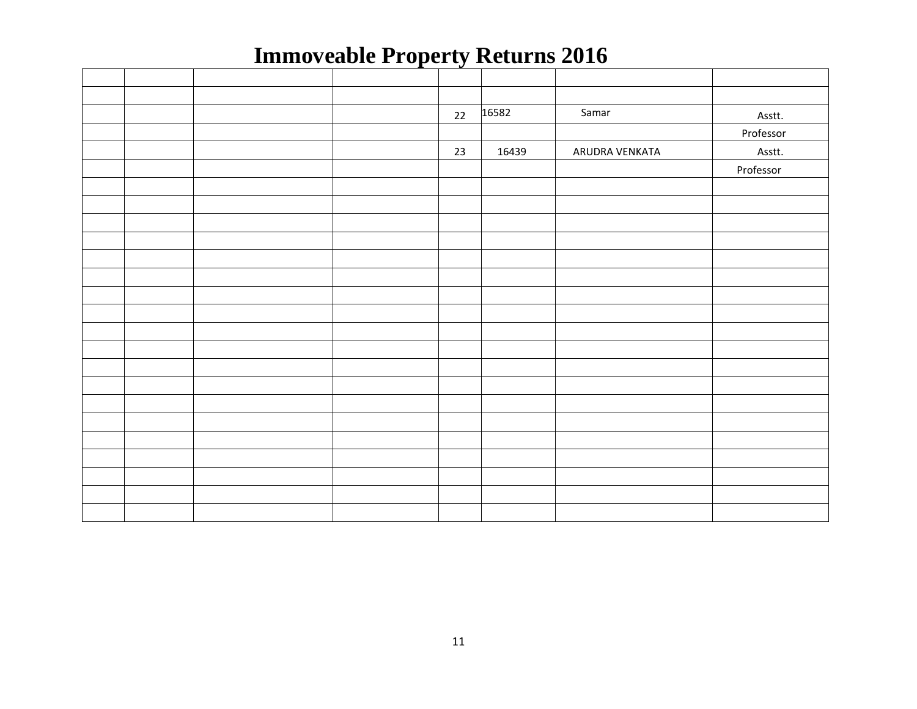# Immoveable Property Returns 2016

| | | | | | | | |
|---|---|---|---|---|---|---|---|
| | | | | | | | |
| | | | | 22 | 16582 | Samar | Asstt. |
| | | | | | | | Professor |
| | | | | 23 | 16439 | ARUDRA VENKATA | Asstt. |
| | | | | | | | Professor |
| | | | | | | | |
| | | | | | | | |
| | | | | | | | |
| | | | | | | | |
| | | | | | | | |
| | | | | | | | |
| | | | | | | | |
| | | | | | | | |
| | | | | | | | |
| | | | | | | | |
| | | | | | | | |
| | | | | | | | |
| | | | | | | | |
| | | | | | | | |
| | | | | | | | |
| | | | | | | | |
| | | | | | | | |
| | | | | | | | |
| | | | | | | | |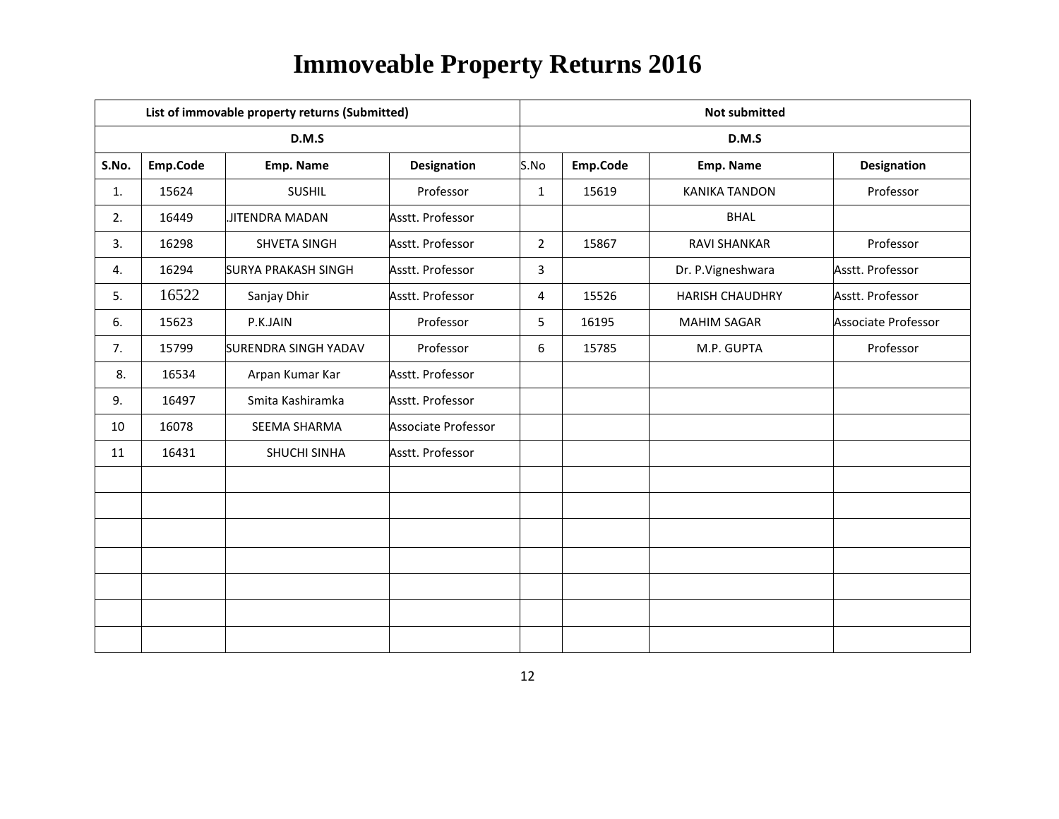# Immoveable Property Returns 2016

| List of immovable property returns (Submitted) | | | | Not submitted | | | |
|---|---|---|---|---|---|---|---|
| D.M.S | | | | D.M.S | | | |
| **S.No.** | **Emp.Code** | **Emp. Name** | **Designation** | **S.No** | **Emp.Code** | **Emp. Name** | **Designation** |
| 1. | 15624 | SUSHIL | Professor | 1 | 15619 | KANIKA TANDON | Professor |
| 2. | 16449 | .JITENDRA MADAN | Asstt. Professor | | | BHAL | |
| 3. | 16298 | SHVETA SINGH | Asstt. Professor | 2 | 15867 | RAVI SHANKAR | Professor |
| 4. | 16294 | SURYA PRAKASH SINGH | Asstt. Professor | 3 | | Dr. P.Vigneshwara | Asstt. Professor |
| 5. | 16522 | Sanjay Dhir | Asstt. Professor | 4 | 15526 | HARISH CHAUDHRY | Asstt. Professor |
| 6. | 15623 | P.K.JAIN | Professor | 5 | 16195 | MAHIM SAGAR | Associate Professor |
| 7. | 15799 | SURENDRA SINGH YADAV | Professor | 6 | 15785 | M.P. GUPTA | Professor |
| 8. | 16534 | Arpan Kumar Kar | Asstt. Professor | | | | |
| 9. | 16497 | Smita Kashiramka | Asstt. Professor | | | | |
| 10 | 16078 | SEEMA SHARMA | Associate Professor | | | | |
| 11 | 16431 | SHUCHI SINHA | Asstt. Professor | | | | |
| | | | | | | | |
| | | | | | | | |
| | | | | | | | |
| | | | | | | | |
| | | | | | | | |
| | | | | | | | |
| | | | | | | | |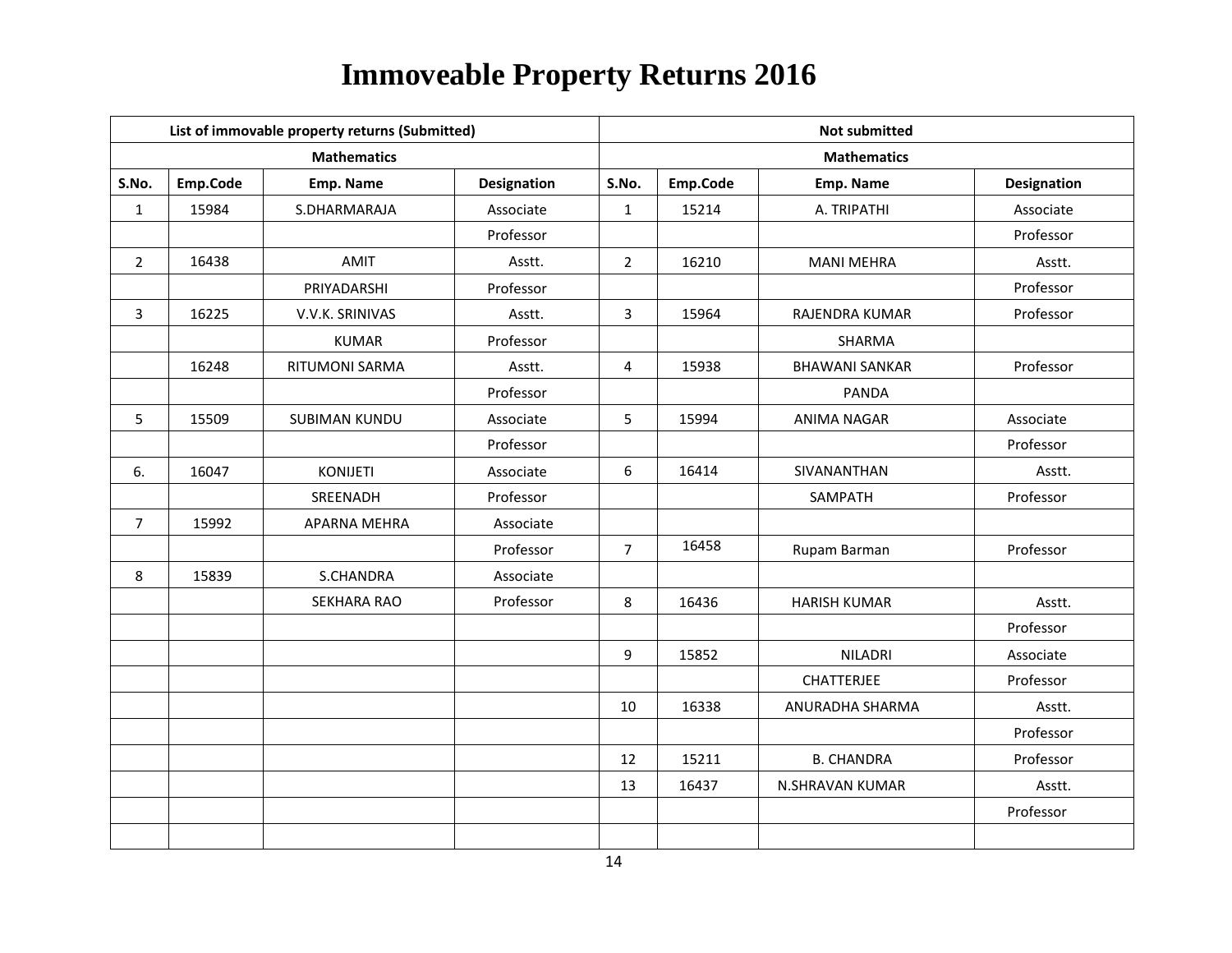# Immoveable Property Returns 2016

| List of immovable property returns (Submitted) | | | | Not submitted | | | |
|---|---|---|---|---|---|---|---|
| Mathematics | | | | Mathematics | | | |
| S.No. | Emp.Code | Emp. Name | Designation | S.No. | Emp.Code | Emp. Name | Designation |
| 1 | 15984 | S.DHARMARAJA | Associate | 1 | 15214 | A. TRIPATHI | Associate |
| | | | Professor | | | | Professor |
| 2 | 16438 | AMIT | Asstt. | 2 | 16210 | MANI MEHRA | Asstt. |
| | | PRIYADARSHI | Professor | | | | Professor |
| 3 | 16225 | V.V.K. SRINIVAS | Asstt. | 3 | 15964 | RAJENDRA KUMAR | Professor |
| | | KUMAR | Professor | | | SHARMA | |
| | 16248 | RITUMONI SARMA | Asstt. | 4 | 15938 | BHAWANI SANKAR | Professor |
| | | | Professor | | | PANDA | |
| 5 | 15509 | SUBIMAN KUNDU | Associate | 5 | 15994 | ANIMA NAGAR | Associate |
| | | | Professor | | | | Professor |
| 6. | 16047 | KONIJETI | Associate | 6 | 16414 | SIVANANTHAN | Asstt. |
| | | SREENADH | Professor | | | SAMPATH | Professor |
| 7 | 15992 | APARNA MEHRA | Associate | | | | |
| | | | Professor | 7 | 16458 | Rupam Barman | Professor |
| 8 | 15839 | S.CHANDRA | Associate | | | | |
| | | SEKHARA RAO | Professor | 8 | 16436 | HARISH KUMAR | Asstt. |
| | | | | | | | Professor |
| | | | | 9 | 15852 | NILADRI | Associate |
| | | | | | | CHATTERJEE | Professor |
| | | | | 10 | 16338 | ANURADHA SHARMA | Asstt. |
| | | | | | | | Professor |
| | | | | 12 | 15211 | B. CHANDRA | Professor |
| | | | | 13 | 16437 | N.SHRAVAN KUMAR | Asstt. |
| | | | | | | | Professor |
| | | | | | | | |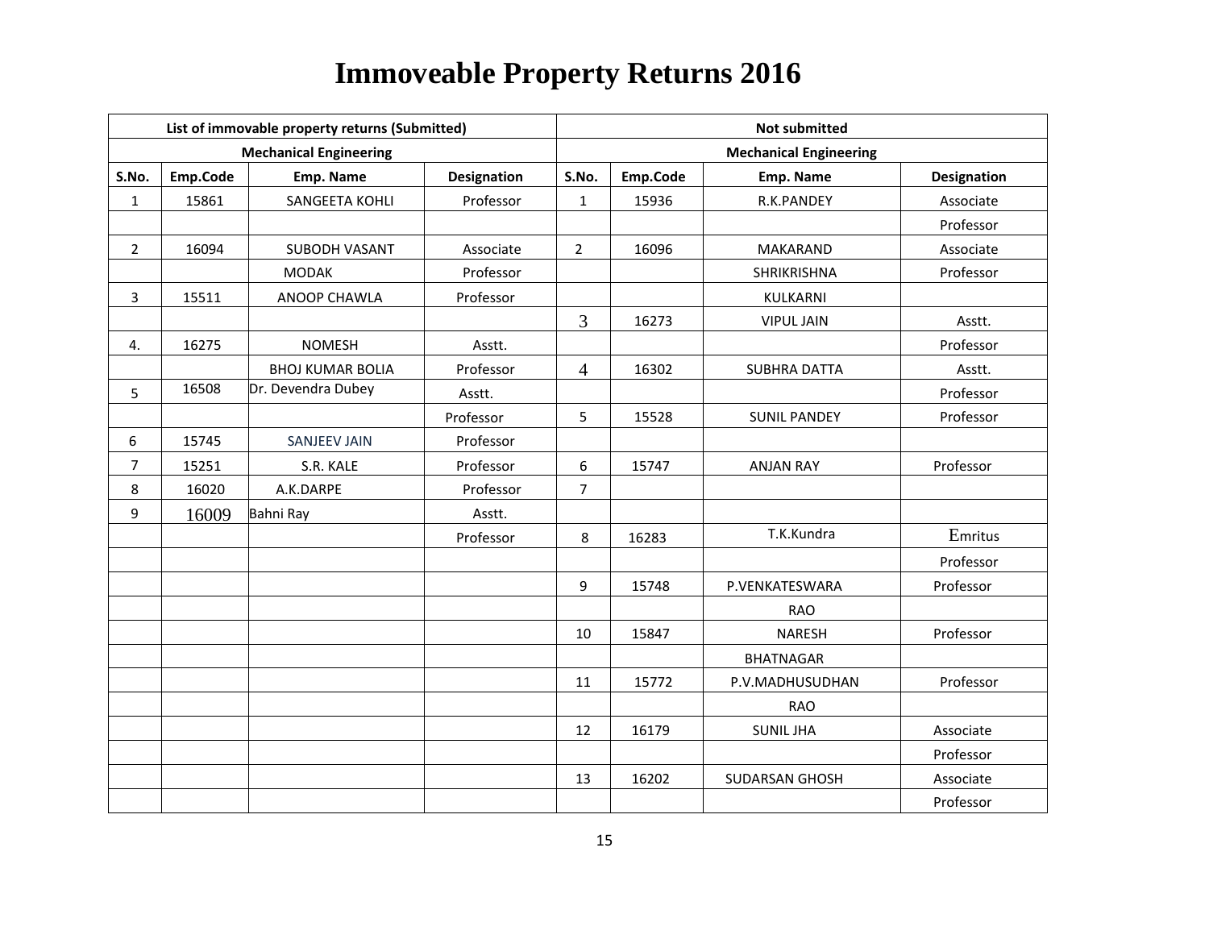# Immoveable Property Returns 2016

| List of immovable property returns (Submitted) | | | | Not submitted | | | |
|---|---|---|---|---|---|---|---|
| Mechanical Engineering | | | | Mechanical Engineering | | | |
| S.No. | Emp.Code | Emp. Name | Designation | S.No. | Emp.Code | Emp. Name | Designation |
| 1 | 15861 | SANGEETA KOHLI | Professor | 1 | 15936 | R.K.PANDEY | Associate |
| | | | | | | | Professor |
| 2 | 16094 | SUBODH VASANT | Associate | 2 | 16096 | MAKARAND | Associate |
| | | MODAK | Professor | | | SHRIKRISHNA | Professor |
| 3 | 15511 | ANOOP CHAWLA | Professor | | | KULKARNI | |
| | | | | 3 | 16273 | VIPUL JAIN | Asstt. |
| 4. | 16275 | NOMESH | Asstt. | | | | Professor |
| | | BHOJ KUMAR BOLIA | Professor | 4 | 16302 | SUBHRA DATTA | Asstt. |
| 5 | 16508 | Dr. Devendra Dubey | Asstt. | | | | Professor |
| | | | Professor | 5 | 15528 | SUNIL PANDEY | Professor |
| 6 | 15745 | SANJEEV JAIN | Professor | | | | |
| 7 | 15251 | S.R. KALE | Professor | 6 | 15747 | ANJAN RAY | Professor |
| 8 | 16020 | A.K.DARPE | Professor | 7 | | | |
| 9 | 16009 | Bahni Ray | Asstt. | | | | |
| | | | Professor | 8 | 16283 | T.K.Kundra | Emritus |
| | | | | | | | Professor |
| | | | | 9 | 15748 | P.VENKATESWARA | Professor |
| | | | | | | RAO | |
| | | | | 10 | 15847 | NARESH | Professor |
| | | | | | | BHATNAGAR | |
| | | | | 11 | 15772 | P.V.MADHUSUDHAN | Professor |
| | | | | | | RAO | |
| | | | | 12 | 16179 | SUNIL JHA | Associate |
| | | | | | | | Professor |
| | | | | 13 | 16202 | SUDARSAN GHOSH | Associate |
| | | | | | | | Professor |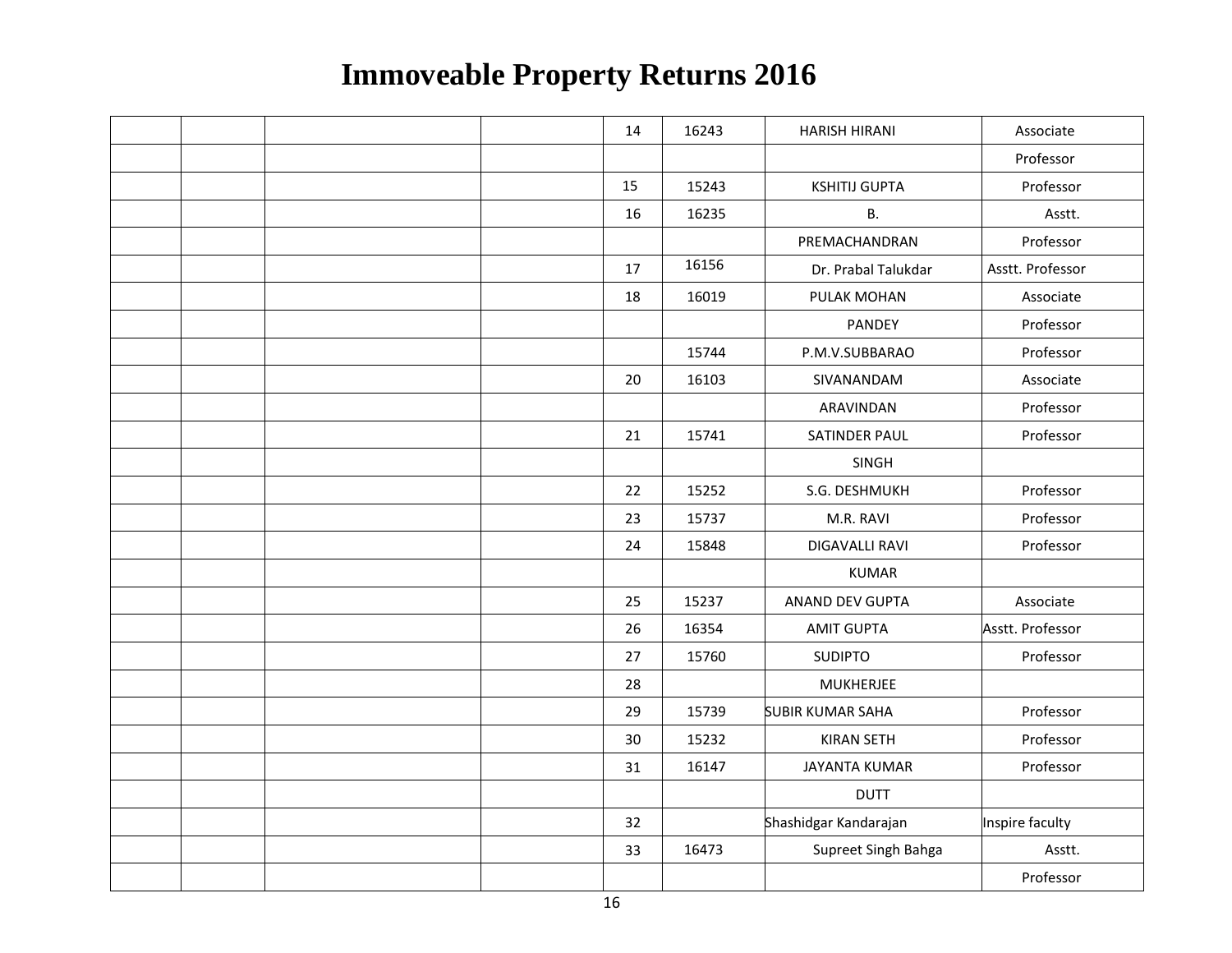# Immoveable Property Returns 2016

| | | | | | | | |
|---|---|---|---|---|---|---|---|
| | | | | 14 | 16243 | HARISH HIRANI | Associate |
| | | | | | | | Professor |
| | | | | 15 | 15243 | KSHITIJ GUPTA | Professor |
| | | | | 16 | 16235 | B. | Asstt. |
| | | | | | | PREMACHANDRAN | Professor |
| | | | | 17 | 16156 | Dr. Prabal Talukdar | Asstt. Professor |
| | | | | 18 | 16019 | PULAK MOHAN | Associate |
| | | | | | | PANDEY | Professor |
| | | | | | 15744 | P.M.V.SUBBARAO | Professor |
| | | | | 20 | 16103 | SIVANANDAM | Associate |
| | | | | | | ARAVINDAN | Professor |
| | | | | 21 | 15741 | SATINDER PAUL | Professor |
| | | | | | | SINGH | |
| | | | | 22 | 15252 | S.G. DESHMUKH | Professor |
| | | | | 23 | 15737 | M.R. RAVI | Professor |
| | | | | 24 | 15848 | DIGAVALLI RAVI | Professor |
| | | | | | | KUMAR | |
| | | | | 25 | 15237 | ANAND DEV GUPTA | Associate |
| | | | | 26 | 16354 | AMIT GUPTA | Asstt. Professor |
| | | | | 27 | 15760 | SUDIPTO | Professor |
| | | | | 28 | | MUKHERJEE | |
| | | | | 29 | 15739 | SUBIR KUMAR SAHA | Professor |
| | | | | 30 | 15232 | KIRAN SETH | Professor |
| | | | | 31 | 16147 | JAYANTA KUMAR | Professor |
| | | | | | | DUTT | |
| | | | | 32 | | Shashidgar Kandarajan | Inspire faculty |
| | | | | 33 | 16473 | Supreet Singh Bahga | Asstt. |
| | | | | | | | Professor |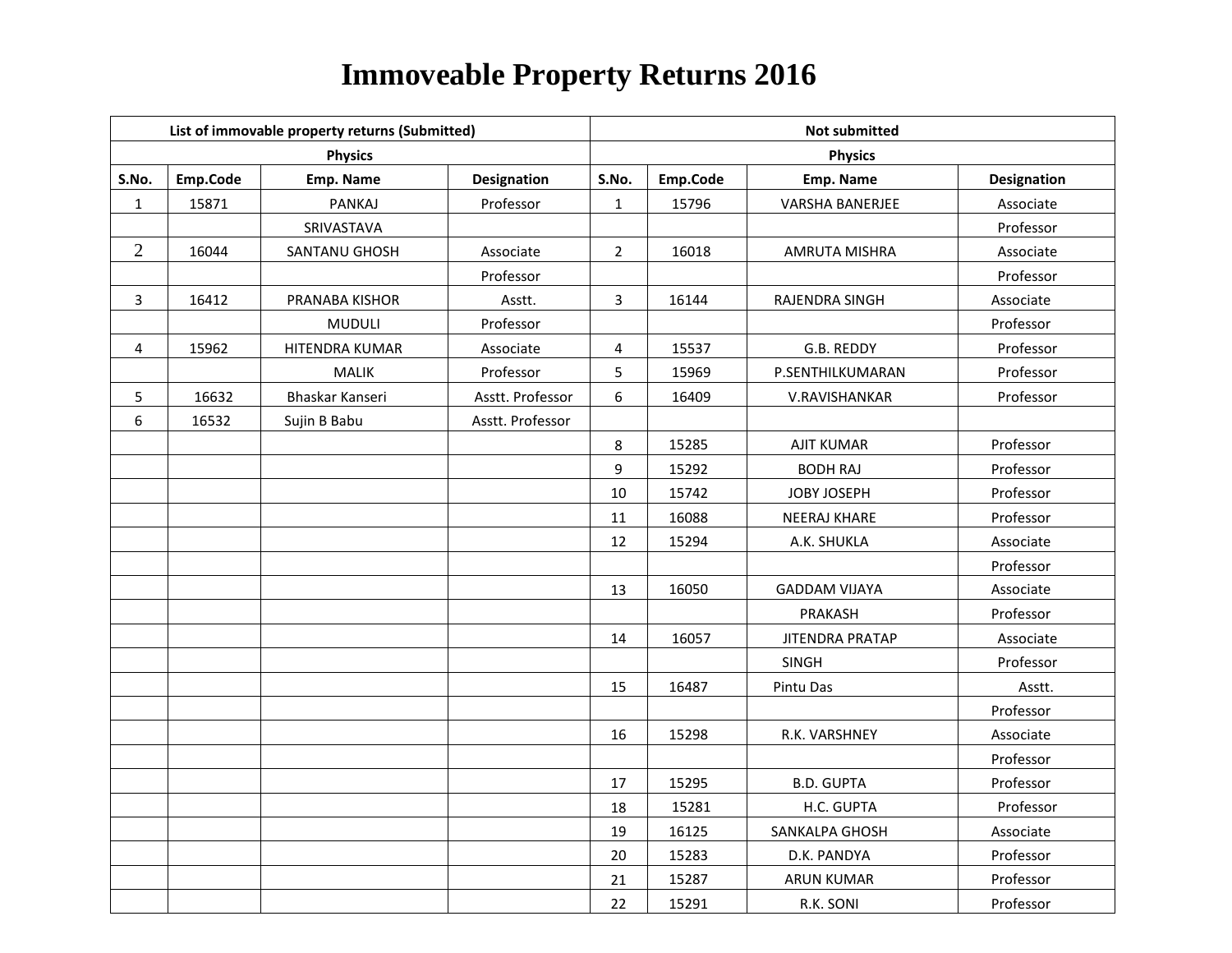# Immoveable Property Returns 2016

| List of immovable property returns (Submitted) | | | | Not submitted | | | |
|---|---|---|---|---|---|---|---|
| Physics | | | | Physics | | | |
| S.No. | Emp.Code | Emp. Name | Designation | S.No. | Emp.Code | Emp. Name | Designation |
| 1 | 15871 | PANKAJ | Professor | 1 | 15796 | VARSHA BANERJEE | Associate |
| | | SRIVASTAVA | | | | | Professor |
| 2 | 16044 | SANTANU GHOSH | Associate | 2 | 16018 | AMRUTA MISHRA | Associate |
| | | | Professor | | | | Professor |
| 3 | 16412 | PRANABA KISHOR | Asstt. | 3 | 16144 | RAJENDRA SINGH | Associate |
| | | MUDULI | Professor | | | | Professor |
| 4 | 15962 | HITENDRA KUMAR | Associate | 4 | 15537 | G.B. REDDY | Professor |
| | | MALIK | Professor | 5 | 15969 | P.SENTHILKUMARAN | Professor |
| 5 | 16632 | Bhaskar Kanseri | Asstt. Professor | 6 | 16409 | V.RAVISHANKAR | Professor |
| 6 | 16532 | Sujin B Babu | Asstt. Professor | | | | |
| | | | | 8 | 15285 | AJIT KUMAR | Professor |
| | | | | 9 | 15292 | BODH RAJ | Professor |
| | | | | 10 | 15742 | JOBY JOSEPH | Professor |
| | | | | 11 | 16088 | NEERAJ KHARE | Professor |
| | | | | 12 | 15294 | A.K. SHUKLA | Associate |
| | | | | | | | Professor |
| | | | | 13 | 16050 | GADDAM VIJAYA | Associate |
| | | | | | | PRAKASH | Professor |
| | | | | 14 | 16057 | JITENDRA PRATAP | Associate |
| | | | | | | SINGH | Professor |
| | | | | 15 | 16487 | Pintu Das | Asstt. |
| | | | | | | | Professor |
| | | | | 16 | 15298 | R.K. VARSHNEY | Associate |
| | | | | | | | Professor |
| | | | | 17 | 15295 | B.D. GUPTA | Professor |
| | | | | 18 | 15281 | H.C. GUPTA | Professor |
| | | | | 19 | 16125 | SANKALPA GHOSH | Associate |
| | | | | 20 | 15283 | D.K. PANDYA | Professor |
| | | | | 21 | 15287 | ARUN KUMAR | Professor |
| | | | | 22 | 15291 | R.K. SONI | Professor |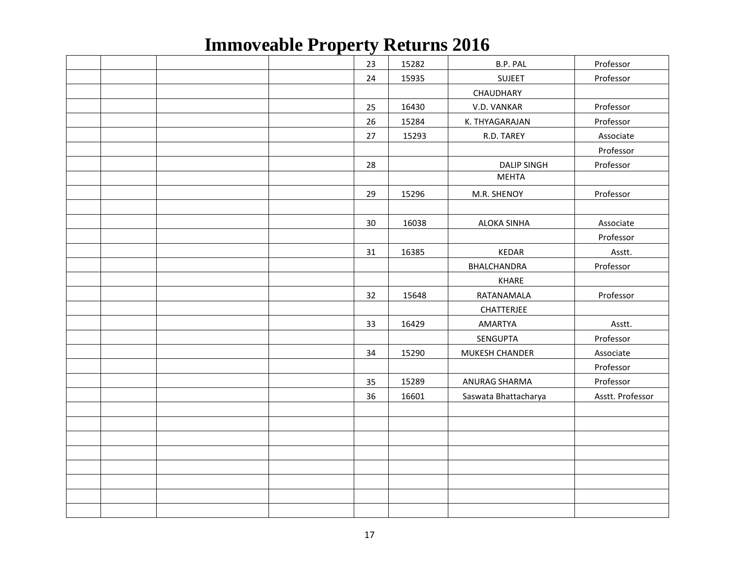# Immoveable Property Returns 2016

| | | | | | | | |
|---|---|---|---|---|---|---|---|
| | | | | 23 | 15282 | B.P. PAL | Professor |
| | | | | 24 | 15935 | SUJEET | Professor |
| | | | | | | CHAUDHARY | |
| | | | | 25 | 16430 | V.D. VANKAR | Professor |
| | | | | 26 | 15284 | K. THYAGARAJAN | Professor |
| | | | | 27 | 15293 | R.D. TAREY | Associate |
| | | | | | | | Professor |
| | | | | 28 | | DALIP SINGH | Professor |
| | | | | | | MEHTA | |
| | | | | 29 | 15296 | M.R. SHENOY | Professor |
| | | | | | | | |
| | | | | 30 | 16038 | ALOKA SINHA | Associate |
| | | | | | | | Professor |
| | | | | 31 | 16385 | KEDAR | Asstt. |
| | | | | | | BHALCHANDRA | Professor |
| | | | | | | KHARE | |
| | | | | 32 | 15648 | RATANAMALA | Professor |
| | | | | | | CHATTERJEE | |
| | | | | 33 | 16429 | AMARTYA | Asstt. |
| | | | | | | SENGUPTA | Professor |
| | | | | 34 | 15290 | MUKESH CHANDER | Associate |
| | | | | | | | Professor |
| | | | | 35 | 15289 | ANURAG SHARMA | Professor |
| | | | | 36 | 16601 | Saswata Bhattacharya | Asstt. Professor |
| | | | | | | | |
| | | | | | | | |
| | | | | | | | |
| | | | | | | | |
| | | | | | | | |
| | | | | | | | |
| | | | | | | | |
| | | | | | | | |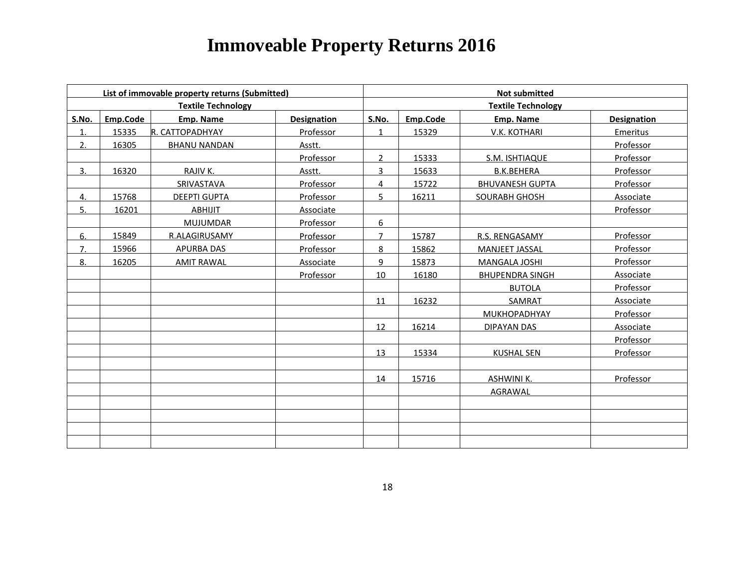# Immoveable Property Returns 2016

| List of immovable property returns (Submitted) | | | | Not submitted | | | |
|---|---|---|---|---|---|---|---|
| Textile Technology | | | | Textile Technology | | | |
| **S.No.** | **Emp.Code** | **Emp. Name** | **Designation** | **S.No.** | **Emp.Code** | **Emp. Name** | **Designation** |
| 1. | 15335 | R. CATTOPADHYAY | Professor | 1 | 15329 | V.K. KOTHARI | Emeritus |
| 2. | 16305 | BHANU NANDAN | Asstt. | | | | Professor |
| | | | Professor | 2 | 15333 | S.M. ISHTIAQUE | Professor |
| 3. | 16320 | RAJIV K. | Asstt. | 3 | 15633 | B.K.BEHERA | Professor |
| | | SRIVASTAVA | Professor | 4 | 15722 | BHUVANESH GUPTA | Professor |
| 4. | 15768 | DEEPTI GUPTA | Professor | 5 | 16211 | SOURABH GHOSH | Associate |
| 5. | 16201 | ABHIJIT | Associate | | | | Professor |
| | | MUJUMDAR | Professor | 6 | | | |
| 6. | 15849 | R.ALAGIRUSAMY | Professor | 7 | 15787 | R.S. RENGASAMY | Professor |
| 7. | 15966 | APURBA DAS | Professor | 8 | 15862 | MANJEET JASSAL | Professor |
| 8. | 16205 | AMIT RAWAL | Associate | 9 | 15873 | MANGALA JOSHI | Professor |
| | | | Professor | 10 | 16180 | BHUPENDRA SINGH | Associate |
| | | | | | | BUTOLA | Professor |
| | | | | 11 | 16232 | SAMRAT | Associate |
| | | | | | | MUKHOPADHYAY | Professor |
| | | | | 12 | 16214 | DIPAYAN DAS | Associate |
| | | | | | | | Professor |
| | | | | 13 | 15334 | KUSHAL SEN | Professor |
| | | | | | | | |
| | | | | 14 | 15716 | ASHWINI K. | Professor |
| | | | | | | AGRAWAL | |
| | | | | | | | |
| | | | | | | | |
| | | | | | | | |
| | | | | | | | |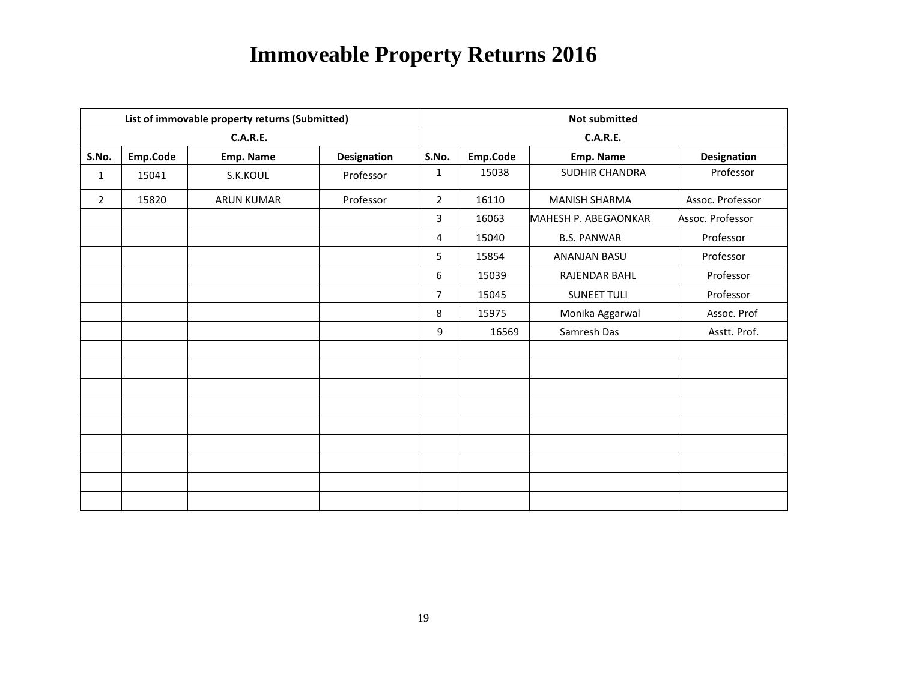# Immoveable Property Returns 2016

| List of immovable property returns (Submitted) | | | | Not submitted | | | |
|---|---|---|---|---|---|---|---|
| C.A.R.E. | | | | C.A.R.E. | | | |
| S.No. | Emp.Code | Emp. Name | Designation | S.No. | Emp.Code | Emp. Name | Designation |
| 1 | 15041 | S.K.KOUL | Professor | 1 | 15038 | SUDHIR CHANDRA | Professor |
| 2 | 15820 | ARUN KUMAR | Professor | 2 | 16110 | MANISH SHARMA | Assoc. Professor |
| | | | | 3 | 16063 | MAHESH P. ABEGAONKAR | Assoc. Professor |
| | | | | 4 | 15040 | B.S. PANWAR | Professor |
| | | | | 5 | 15854 | ANANJAN BASU | Professor |
| | | | | 6 | 15039 | RAJENDAR BAHL | Professor |
| | | | | 7 | 15045 | SUNEET TULI | Professor |
| | | | | 8 | 15975 | Monika Aggarwal | Assoc. Prof |
| | | | | 9 | 16569 | Samresh Das | Asstt. Prof. |
| | | | | | | | |
| | | | | | | | |
| | | | | | | | |
| | | | | | | | |
| | | | | | | | |
| | | | | | | | |
| | | | | | | | |
| | | | | | | | |
| | | | | | | | |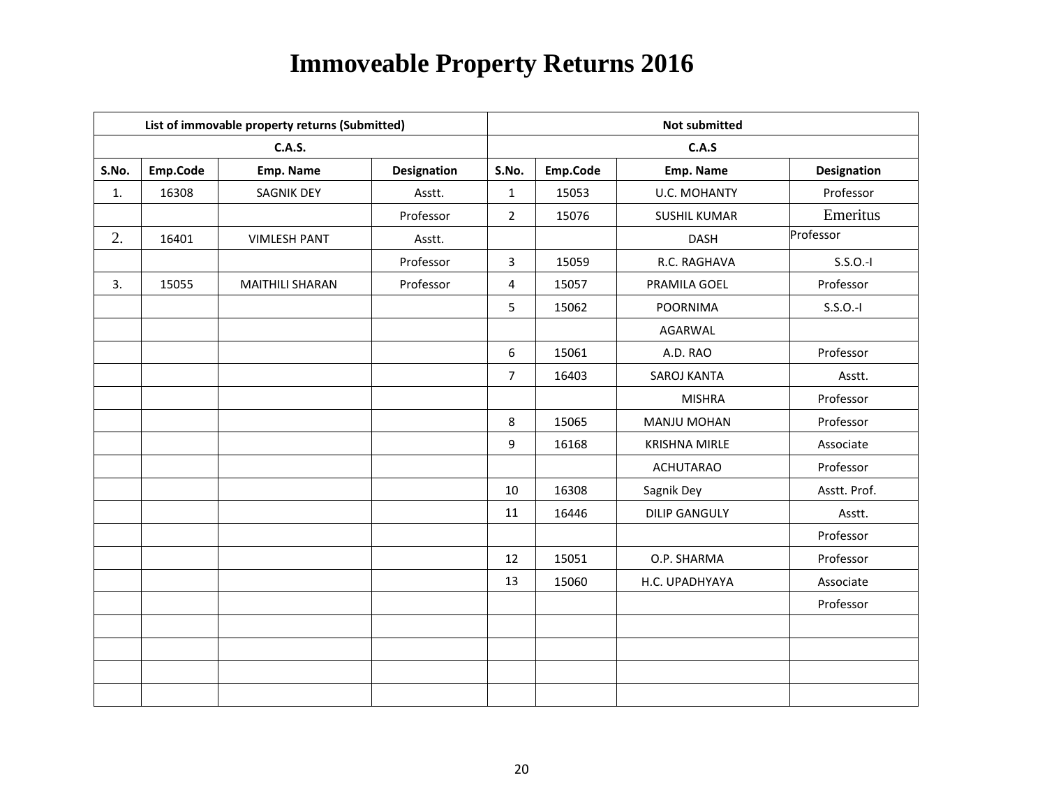# Immoveable Property Returns 2016

| List of immovable property returns (Submitted) | | | | Not submitted | | | |
|---|---|---|---|---|---|---|---|
| C.A.S. | | | | C.A.S | | | |
| S.No. | Emp.Code | Emp. Name | Designation | S.No. | Emp.Code | Emp. Name | Designation |
| 1. | 16308 | SAGNIK DEY | Asstt. | 1 | 15053 | U.C. MOHANTY | Professor |
| | | | Professor | 2 | 15076 | SUSHIL KUMAR | Emeritus |
| 2. | 16401 | VIMLESH PANT | Asstt. | | | DASH | Professor |
| | | | Professor | 3 | 15059 | R.C. RAGHAVA | S.S.O.-I |
| 3. | 15055 | MAITHILI SHARAN | Professor | 4 | 15057 | PRAMILA GOEL | Professor |
| | | | | 5 | 15062 | POORNIMA | S.S.O.-I |
| | | | | | | AGARWAL | |
| | | | | 6 | 15061 | A.D. RAO | Professor |
| | | | | 7 | 16403 | SAROJ KANTA | Asstt. |
| | | | | | | MISHRA | Professor |
| | | | | 8 | 15065 | MANJU MOHAN | Professor |
| | | | | 9 | 16168 | KRISHNA MIRLE | Associate |
| | | | | | | ACHUTARAO | Professor |
| | | | | 10 | 16308 | Sagnik Dey | Asstt. Prof. |
| | | | | 11 | 16446 | DILIP GANGULY | Asstt. |
| | | | | | | | Professor |
| | | | | 12 | 15051 | O.P. SHARMA | Professor |
| | | | | 13 | 15060 | H.C. UPADHYAYA | Associate |
| | | | | | | | Professor |
| | | | | | | | |
| | | | | | | | |
| | | | | | | | |
| | | | | | | | |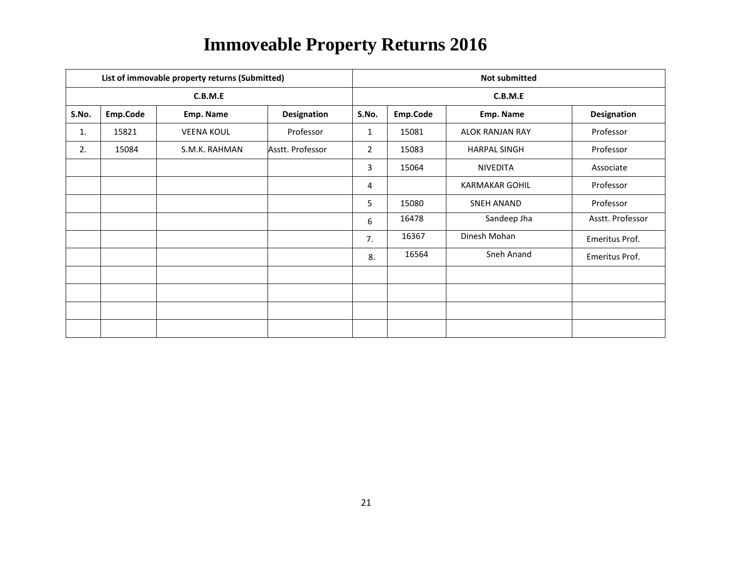# Immoveable Property Returns 2016

| List of immovable property returns (Submitted) | | | | Not submitted | | | |
|---|---|---|---|---|---|---|---|
| C.B.M.E | | | | C.B.M.E | | | |
| S.No. | Emp.Code | Emp. Name | Designation | S.No. | Emp.Code | Emp. Name | Designation |
| 1. | 15821 | VEENA KOUL | Professor | 1 | 15081 | ALOK RANJAN RAY | Professor |
| 2. | 15084 | S.M.K. RAHMAN | Asstt. Professor | 2 | 15083 | HARPAL SINGH | Professor |
| | | | | 3 | 15064 | NIVEDITA | Associate |
| | | | | 4 | | KARMAKAR GOHIL | Professor |
| | | | | 5 | 15080 | SNEH ANAND | Professor |
| | | | | 6 | 16478 | Sandeep Jha | Asstt. Professor |
| | | | | 7. | 16367 | Dinesh Mohan | Emeritus Prof. |
| | | | | 8. | 16564 | Sneh Anand | Emeritus Prof. |
| | | | | | | | |
| | | | | | | | |
| | | | | | | | |
| | | | | | | | |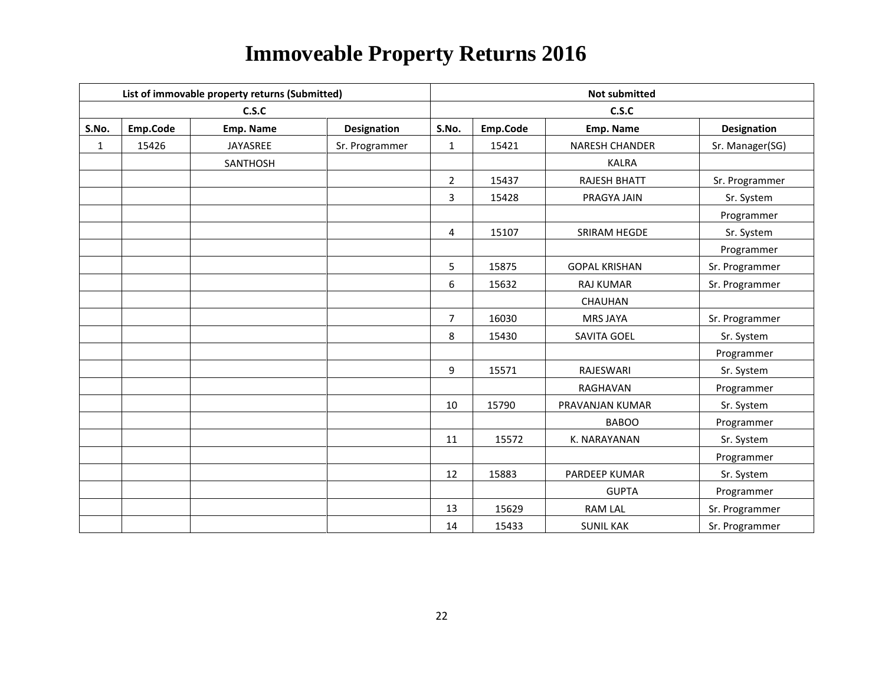# Immoveable Property Returns 2016

| List of immovable property returns (Submitted) | | | | Not submitted | | | |
|---|---|---|---|---|---|---|---|
| C.S.C | | | | C.S.C | | | |
| S.No. | Emp.Code | Emp. Name | Designation | S.No. | Emp.Code | Emp. Name | Designation |
| 1 | 15426 | JAYASREE SANTHOSH | Sr. Programmer | 1 | 15421 | NARESH CHANDER KALRA | Sr. Manager(SG) |
| | | | | 2 | 15437 | RAJESH BHATT | Sr. Programmer |
| | | | | 3 | 15428 | PRAGYA JAIN | Sr. System Programmer |
| | | | | 4 | 15107 | SRIRAM HEGDE | Sr. System Programmer |
| | | | | 5 | 15875 | GOPAL KRISHAN | Sr. Programmer |
| | | | | 6 | 15632 | RAJ KUMAR CHAUHAN | Sr. Programmer |
| | | | | 7 | 16030 | MRS JAYA | Sr. Programmer |
| | | | | 8 | 15430 | SAVITA GOEL | Sr. System Programmer |
| | | | | 9 | 15571 | RAJESWARI RAGHAVAN | Sr. System Programmer |
| | | | | 10 | 15790 | PRAVANJAN KUMAR BABOO | Sr. System Programmer |
| | | | | 11 | 15572 | K. NARAYANAN | Sr. System Programmer |
| | | | | 12 | 15883 | PARDEEP KUMAR GUPTA | Sr. System Programmer |
| | | | | 13 | 15629 | RAM LAL | Sr. Programmer |
| | | | | 14 | 15433 | SUNIL KAK | Sr. Programmer |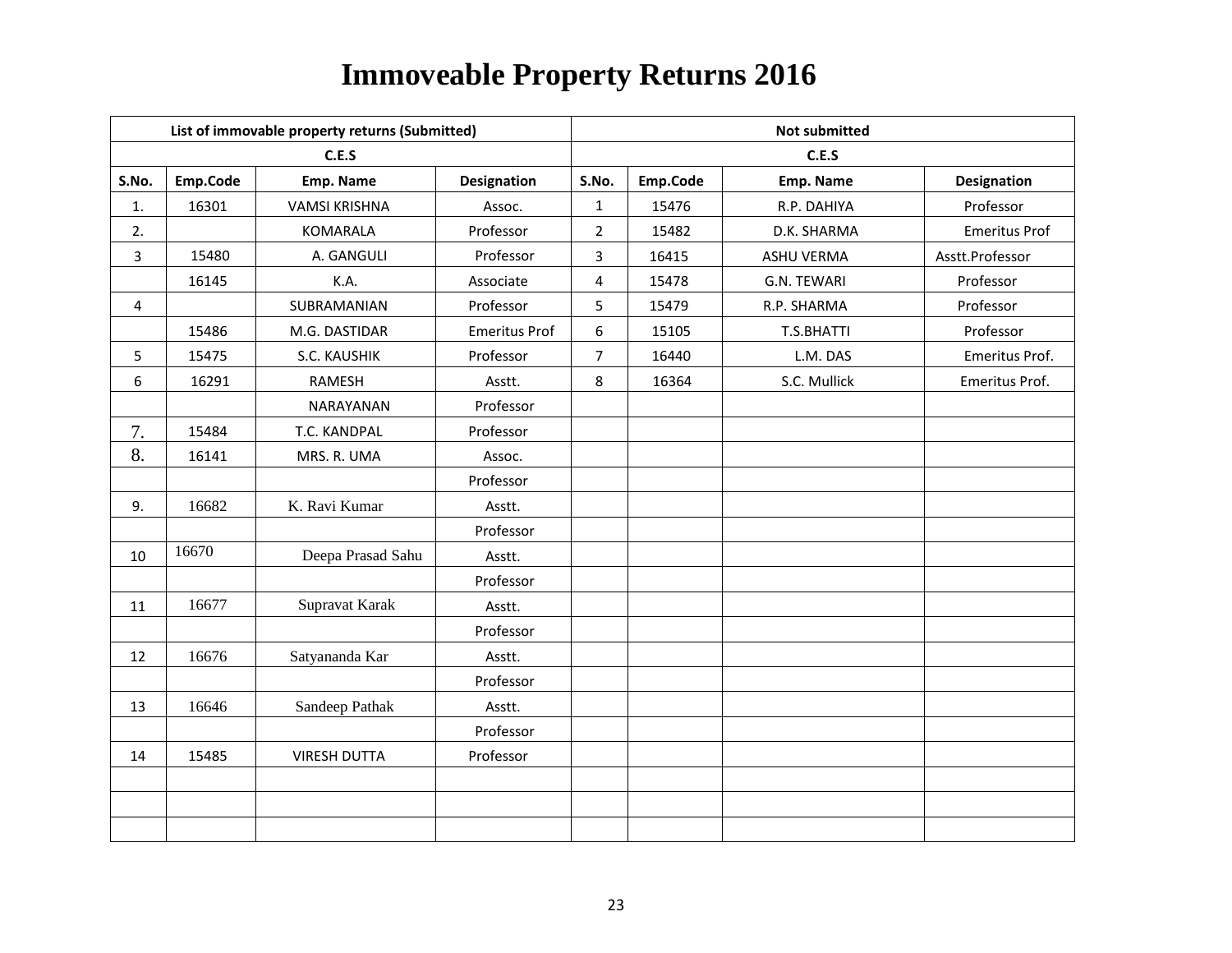# Immoveable Property Returns 2016

| List of immovable property returns (Submitted) | | | | Not submitted | | | |
|---|---|---|---|---|---|---|---|
| C.E.S | | | | C.E.S | | | |
| S.No. | Emp.Code | Emp. Name | Designation | S.No. | Emp.Code | Emp. Name | Designation |
| 1. | 16301 | VAMSI KRISHNA | Assoc. | 1 | 15476 | R.P. DAHIYA | Professor |
| 2. | | KOMARALA | Professor | 2 | 15482 | D.K. SHARMA | Emeritus Prof |
| 3 | 15480 | A. GANGULI | Professor | 3 | 16415 | ASHU VERMA | Asstt.Professor |
| | 16145 | K.A. | Associate | 4 | 15478 | G.N. TEWARI | Professor |
| 4 | | SUBRAMANIAN | Professor | 5 | 15479 | R.P. SHARMA | Professor |
| | 15486 | M.G. DASTIDAR | Emeritus Prof | 6 | 15105 | T.S.BHATTI | Professor |
| 5 | 15475 | S.C. KAUSHIK | Professor | 7 | 16440 | L.M. DAS | Emeritus Prof. |
| 6 | 16291 | RAMESH | Asstt. | 8 | 16364 | S.C. Mullick | Emeritus Prof. |
| | | NARAYANAN | Professor | | | | |
| 7. | 15484 | T.C. KANDPAL | Professor | | | | |
| 8. | 16141 | MRS. R. UMA | Assoc. | | | | |
| | | | Professor | | | | |
| 9. | 16682 | K. Ravi Kumar | Asstt. | | | | |
| | | | Professor | | | | |
| 10 | 16670 | Deepa Prasad Sahu | Asstt. | | | | |
| | | | Professor | | | | |
| 11 | 16677 | Supravat Karak | Asstt. | | | | |
| | | | Professor | | | | |
| 12 | 16676 | Satyananda Kar | Asstt. | | | | |
| | | | Professor | | | | |
| 13 | 16646 | Sandeep Pathak | Asstt. | | | | |
| | | | Professor | | | | |
| 14 | 15485 | VIRESH DUTTA | Professor | | | | |
| | | | | | | | |
| | | | | | | | |
| | | | | | | | |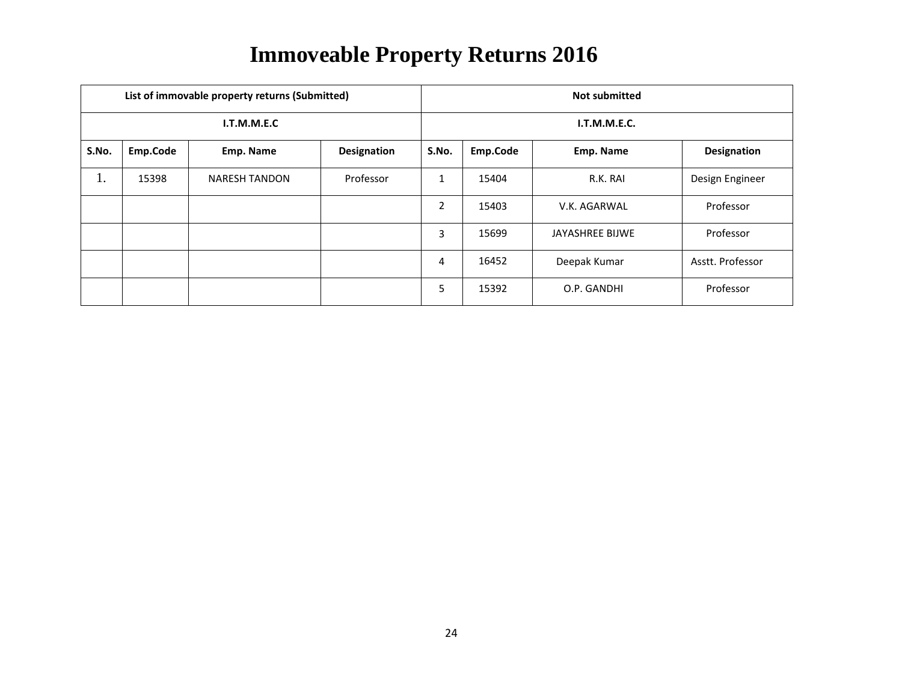# Immoveable Property Returns 2016

| List of immovable property returns (Submitted) | | | | Not submitted | | | |
|---|---|---|---|---|---|---|---|
| I.T.M.M.E.C | | | | I.T.M.M.E.C. | | | |
| S.No. | Emp.Code | Emp. Name | Designation | S.No. | Emp.Code | Emp. Name | Designation |
| 1. | 15398 | NARESH TANDON | Professor | 1 | 15404 | R.K. RAI | Design Engineer |
| | | | | 2 | 15403 | V.K. AGARWAL | Professor |
| | | | | 3 | 15699 | JAYASHREE BIJWE | Professor |
| | | | | 4 | 16452 | Deepak Kumar | Asstt. Professor |
| | | | | 5 | 15392 | O.P. GANDHI | Professor |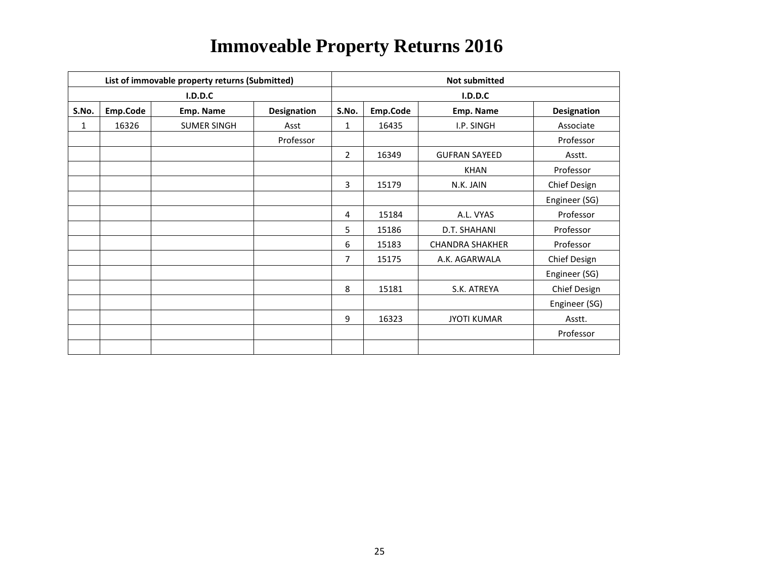# Immoveable Property Returns 2016

| List of immovable property returns (Submitted) | | | | Not submitted | | | |
|---|---|---|---|---|---|---|---|
| I.D.D.C | | | | I.D.D.C | | | |
| S.No. | Emp.Code | Emp. Name | Designation | S.No. | Emp.Code | Emp. Name | Designation |
| 1 | 16326 | SUMER SINGH | Asst Professor | 1 | 16435 | I.P. SINGH | Associate Professor |
| | | | | 2 | 16349 | GUFRAN SAYEED KHAN | Asstt. Professor |
| | | | | 3 | 15179 | N.K. JAIN | Chief Design Engineer (SG) |
| | | | | 4 | 15184 | A.L. VYAS | Professor |
| | | | | 5 | 15186 | D.T. SHAHANI | Professor |
| | | | | 6 | 15183 | CHANDRA SHAKHER | Professor |
| | | | | 7 | 15175 | A.K. AGARWALA | Chief Design Engineer (SG) |
| | | | | 8 | 15181 | S.K. ATREYA | Chief Design Engineer (SG) |
| | | | | 9 | 16323 | JYOTI KUMAR | Asstt. Professor |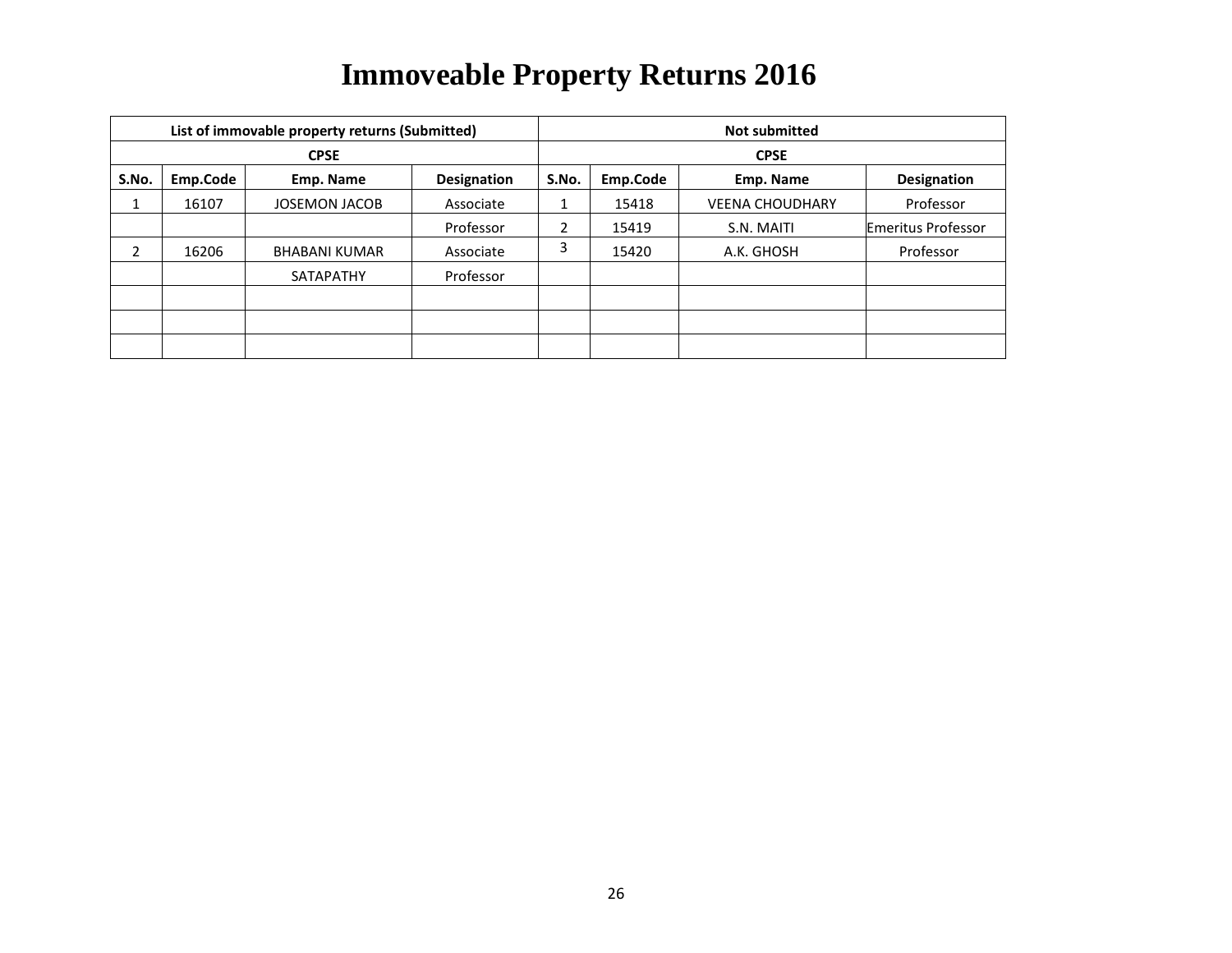# Immoveable Property Returns 2016

| List of immovable property returns (Submitted) | | | | Not submitted | | | |
|---|---|---|---|---|---|---|---|
| CPSE | | | | CPSE | | | |
| S.No. | Emp.Code | Emp. Name | Designation | S.No. | Emp.Code | Emp. Name | Designation |
| 1 | 16107 | JOSEMON JACOB | Associate | 1 | 15418 | VEENA CHOUDHARY | Professor |
| | | | Professor | 2 | 15419 | S.N. MAITI | Emeritus Professor |
| 2 | 16206 | BHABANI KUMAR | Associate | 3 | 15420 | A.K. GHOSH | Professor |
| | | SATAPATHY | Professor | | | | |
| | | | | | | | |
| | | | | | | | |
| | | | | | | | |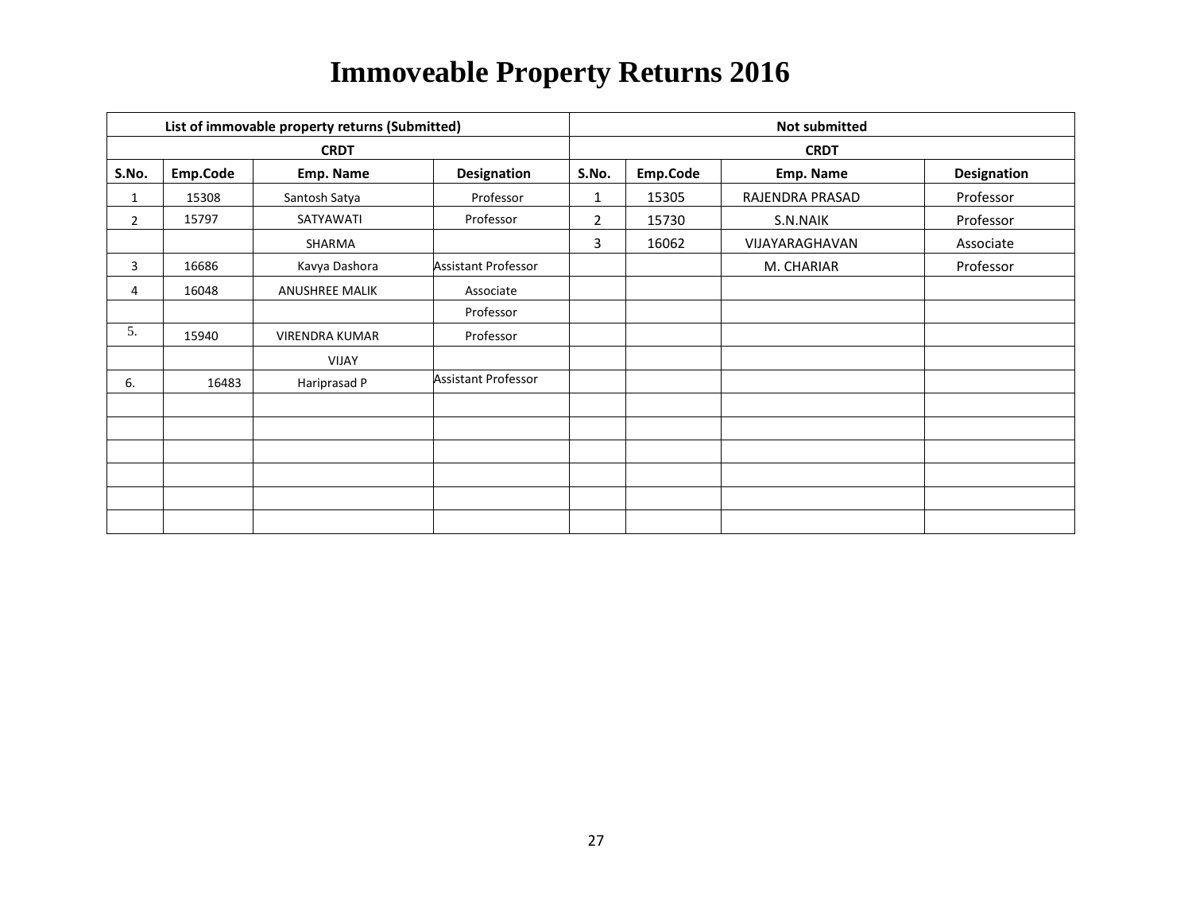# Immoveable Property Returns 2016

| List of immovable property returns (Submitted) | | | | Not submitted | | | |
|---|---|---|---|---|---|---|---|
| CRDT | | | | CRDT | | | |
| S.No. | Emp.Code | Emp. Name | Designation | S.No. | Emp.Code | Emp. Name | Designation |
| 1 | 15308 | Santosh Satya | Professor | 1 | 15305 | RAJENDRA PRASAD | Professor |
| 2 | 15797 | SATYAWATI | Professor | 2 | 15730 | S.N.NAIK | Professor |
| | | SHARMA | | 3 | 16062 | VIJAYARAGHAVAN | Associate |
| 3 | 16686 | Kavya Dashora | Assistant Professor | | | M. CHARIAR | Professor |
| 4 | 16048 | ANUSHREE MALIK | Associate | | | | |
| | | | Professor | | | | |
| 5. | 15940 | VIRENDRA KUMAR | Professor | | | | |
| | | VIJAY | | | | | |
| 6. | 16483 | Hariprasad P | Assistant Professor | | | | |
| | | | | | | | |
| | | | | | | | |
| | | | | | | | |
| | | | | | | | |
| | | | | | | | |
| | | | | | | | |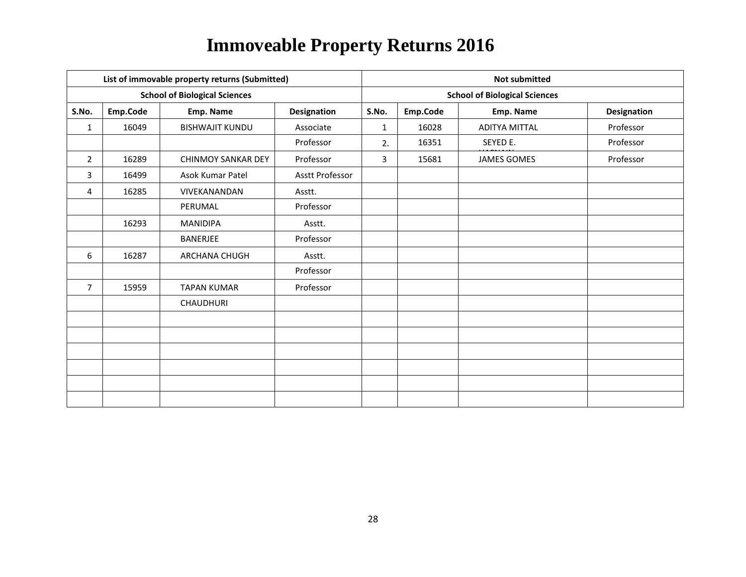# Immoveable Property Returns 2016

| List of immovable property returns (Submitted) | | | | Not submitted | | | |
|---|---|---|---|---|---|---|---|
| School of Biological Sciences | | | | School of Biological Sciences | | | |
| S.No. | Emp.Code | Emp. Name | Designation | S.No. | Emp.Code | Emp. Name | Designation |
| 1 | 16049 | BISHWAJIT KUNDU | Associate Professor | 1 | 16028 | ADITYA MITTAL | Professor |
| | | | | 2. | 16351 | SEYED E. HASNAIN | Professor |
| 2 | 16289 | CHINMOY SANKAR DEY | Professor | 3 | 15681 | JAMES GOMES | Professor |
| 3 | 16499 | Asok Kumar Patel | Asstt Professor | | | | |
| 4 | 16285 | VIVEKANANDAN PERUMAL | Asstt. Professor | | | | |
| | 16293 | MANIDIPA BANERJEE | Asstt. Professor | | | | |
| 6 | 16287 | ARCHANA CHUGH | Asstt. Professor | | | | |
| 7 | 15959 | TAPAN KUMAR CHAUDHURI | Professor | | | | |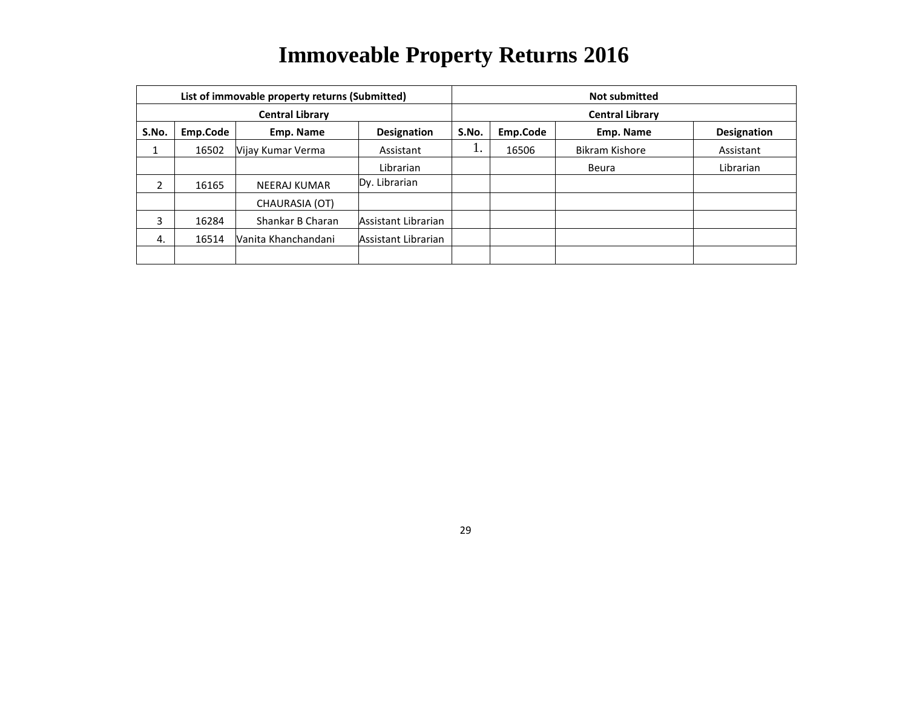# Immoveable Property Returns 2016

| List of immovable property returns (Submitted) | | | | Not submitted | | | |
|---|---|---|---|---|---|---|---|
| Central Library | | | | Central Library | | | |
| S.No. | Emp.Code | Emp. Name | Designation | S.No. | Emp.Code | Emp. Name | Designation |
| 1 | 16502 | Vijay Kumar Verma | Assistant | 1. | 16506 | Bikram Kishore | Assistant |
| | | | Librarian | | | Beura | Librarian |
| 2 | 16165 | NEERAJ KUMAR | Dy. Librarian | | | | |
| | | CHAURASIA (OT) | | | | | |
| 3 | 16284 | Shankar B Charan | Assistant Librarian | | | | |
| 4. | 16514 | Vanita Khanchandani | Assistant Librarian | | | | |
| | | | | | | | |